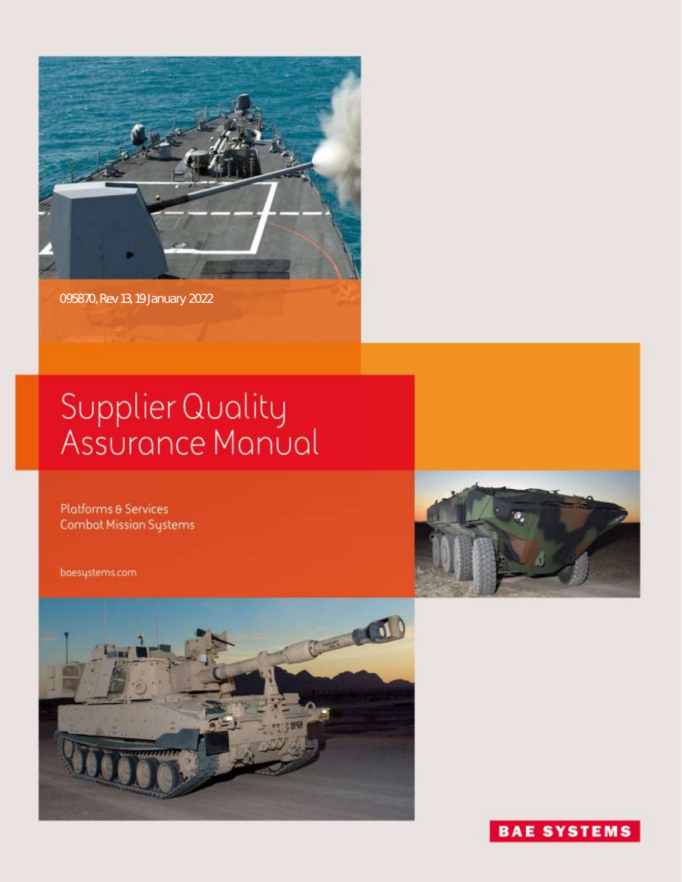095870, Rev 13, 19 January 2022

# Supplier Quality Assurance Manual

Platforms & Services
Combat Mission Systems

baesystems.com

BAE SYSTEMS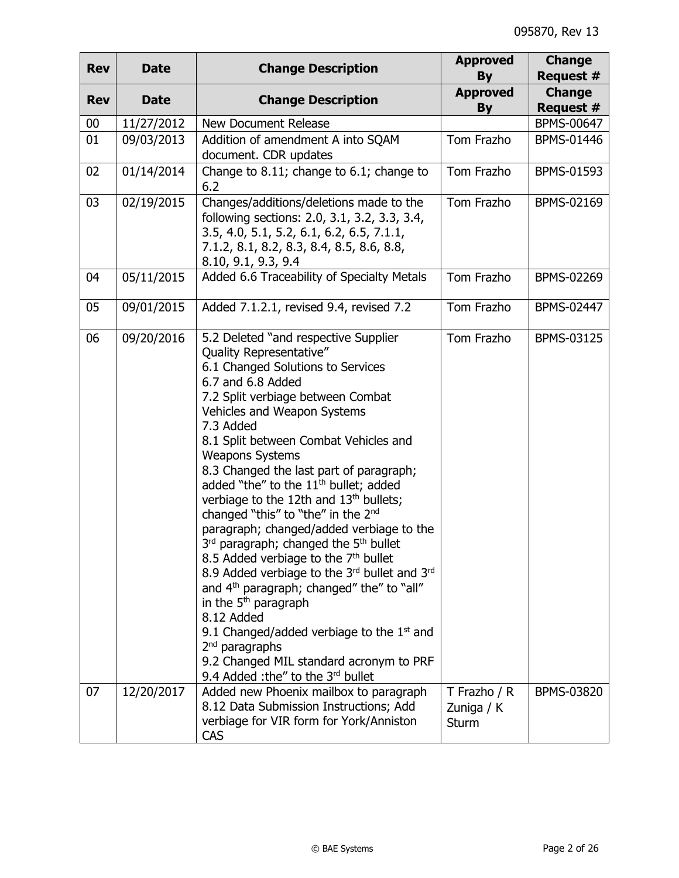| Rev | Date | Change Description | Approved By | Change Request # |
|---|---|---|---|---|
| **Rev** | **Date** | **Change Description** | **Approved By** | **Change Request #** |
| 00 | 11/27/2012 | New Document Release | | BPMS-00647 |
| 01 | 09/03/2013 | Addition of amendment A into SQAM document. CDR updates | Tom Frazho | BPMS-01446 |
| 02 | 01/14/2014 | Change to 8.11; change to 6.1; change to 6.2 | Tom Frazho | BPMS-01593 |
| 03 | 02/19/2015 | Changes/additions/deletions made to the following sections: 2.0, 3.1, 3.2, 3.3, 3.4, 3.5, 4.0, 5.1, 5.2, 6.1, 6.2, 6.5, 7.1.1, 7.1.2, 8.1, 8.2, 8.3, 8.4, 8.5, 8.6, 8.8, 8.10, 9.1, 9.3, 9.4 | Tom Frazho | BPMS-02169 |
| 04 | 05/11/2015 | Added 6.6 Traceability of Specialty Metals | Tom Frazho | BPMS-02269 |
| 05 | 09/01/2015 | Added 7.1.2.1, revised 9.4, revised 7.2 | Tom Frazho | BPMS-02447 |
| 06 | 09/20/2016 | 5.2 Deleted "and respective Supplier Quality Representative"<br>6.1 Changed Solutions to Services<br>6.7 and 6.8 Added<br>7.2 Split verbiage between Combat Vehicles and Weapon Systems<br>7.3 Added<br>8.1 Split between Combat Vehicles and Weapons Systems<br>8.3 Changed the last part of paragraph; added "the" to the 11th bullet; added verbiage to the 12th and 13th bullets; changed "this" to "the" in the 2nd paragraph; changed/added verbiage to the 3rd paragraph; changed the 5th bullet<br>8.5 Added verbiage to the 7th bullet<br>8.9 Added verbiage to the 3rd bullet and 3rd and 4th paragraph; changed" the" to "all" in the 5th paragraph<br>8.12 Added<br>9.1 Changed/added verbiage to the 1st and 2nd paragraphs<br>9.2 Changed MIL standard acronym to PRF<br>9.4 Added :the" to the 3rd bullet | Tom Frazho | BPMS-03125 |
| 07 | 12/20/2017 | Added new Phoenix mailbox to paragraph 8.12 Data Submission Instructions; Add verbiage for VIR form for York/Anniston CAS | T Frazho / R Zuniga / K Sturm | BPMS-03820 |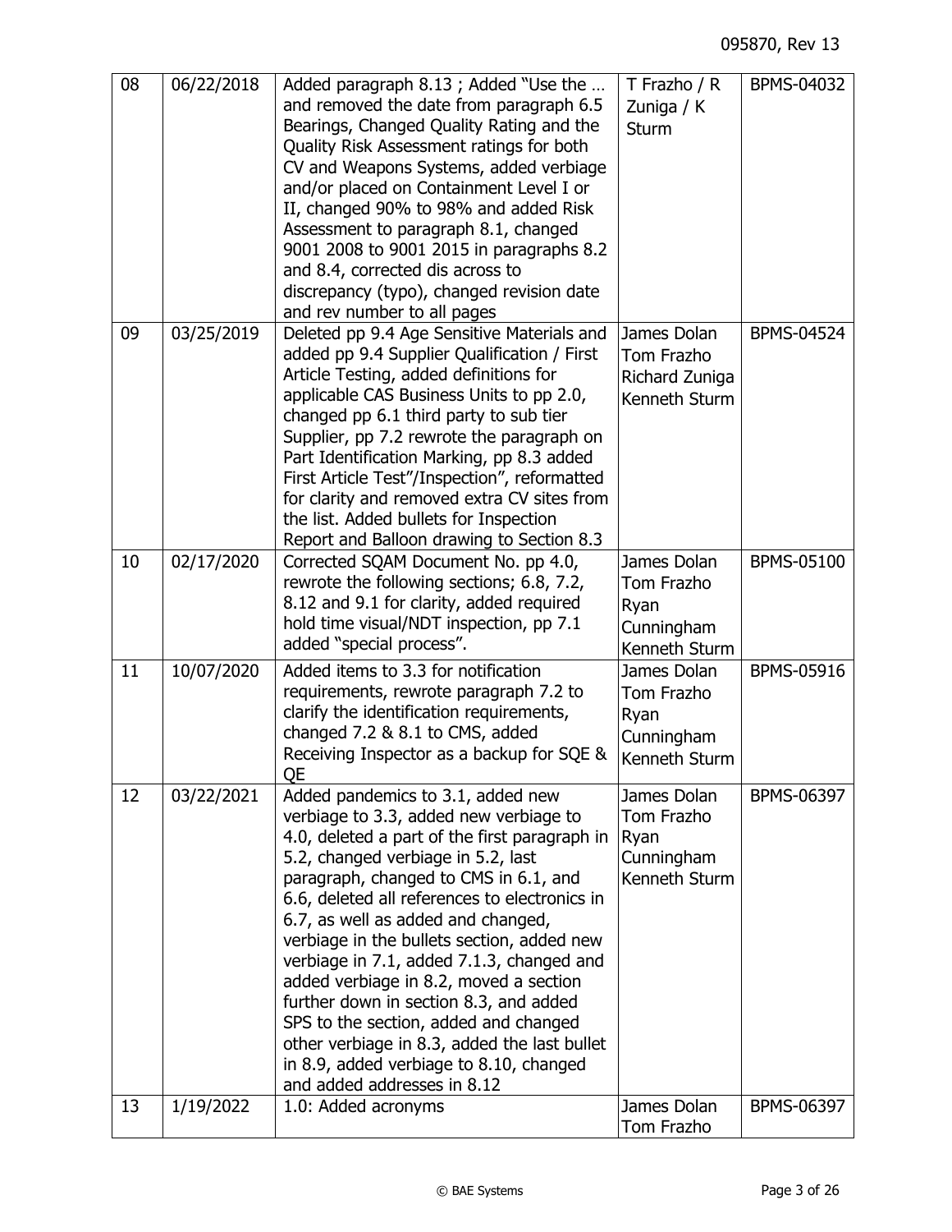| | | | | |
|---|---|---|---|---|
| 08 | 06/22/2018 | Added paragraph 8.13 ; Added "Use the … and removed the date from paragraph 6.5 Bearings, Changed Quality Rating and the Quality Risk Assessment ratings for both CV and Weapons Systems, added verbiage and/or placed on Containment Level I or II, changed 90% to 98% and added Risk Assessment to paragraph 8.1, changed 9001 2008 to 9001 2015 in paragraphs 8.2 and 8.4, corrected dis across to discrepancy (typo), changed revision date and rev number to all pages | T Frazho / R Zuniga / K Sturm | BPMS-04032 |
| 09 | 03/25/2019 | Deleted pp 9.4 Age Sensitive Materials and added pp 9.4 Supplier Qualification / First Article Testing, added definitions for applicable CAS Business Units to pp 2.0, changed pp 6.1 third party to sub tier Supplier, pp 7.2 rewrote the paragraph on Part Identification Marking, pp 8.3 added First Article Test"/Inspection", reformatted for clarity and removed extra CV sites from the list. Added bullets for Inspection Report and Balloon drawing to Section 8.3 | James Dolan Tom Frazho Richard Zuniga Kenneth Sturm | BPMS-04524 |
| 10 | 02/17/2020 | Corrected SQAM Document No. pp 4.0, rewrote the following sections; 6.8, 7.2, 8.12 and 9.1 for clarity, added required hold time visual/NDT inspection, pp 7.1 added "special process". | James Dolan Tom Frazho Ryan Cunningham Kenneth Sturm | BPMS-05100 |
| 11 | 10/07/2020 | Added items to 3.3 for notification requirements, rewrote paragraph 7.2 to clarify the identification requirements, changed 7.2 & 8.1 to CMS, added Receiving Inspector as a backup for SQE & QE | James Dolan Tom Frazho Ryan Cunningham Kenneth Sturm | BPMS-05916 |
| 12 | 03/22/2021 | Added pandemics to 3.1, added new verbiage to 3.3, added new verbiage to 4.0, deleted a part of the first paragraph in 5.2, changed verbiage in 5.2, last paragraph, changed to CMS in 6.1, and 6.6, deleted all references to electronics in 6.7, as well as added and changed, verbiage in the bullets section, added new verbiage in 7.1, added 7.1.3, changed and added verbiage in 8.2, moved a section further down in section 8.3, and added SPS to the section, added and changed other verbiage in 8.3, added the last bullet in 8.9, added verbiage to 8.10, changed and added addresses in 8.12 | James Dolan Tom Frazho Ryan Cunningham Kenneth Sturm | BPMS-06397 |
| 13 | 1/19/2022 | 1.0: Added acronyms | James Dolan Tom Frazho | BPMS-06397 |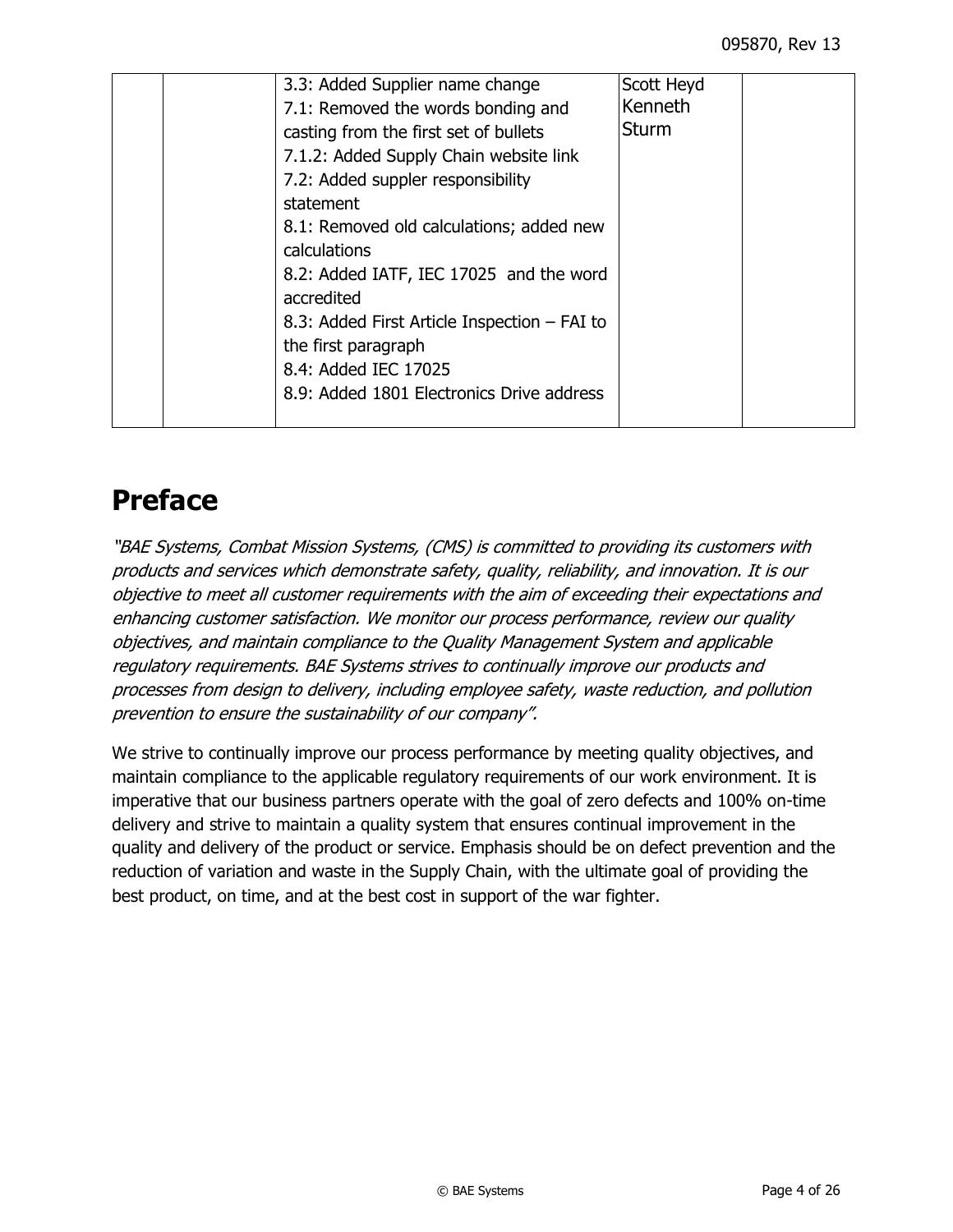| | | | | |
|---|---|---|---|---|
| | | 3.3: Added Supplier name change<br>7.1: Removed the words bonding and casting from the first set of bullets<br>7.1.2: Added Supply Chain website link<br>7.2: Added suppler responsibility statement<br>8.1: Removed old calculations; added new calculations<br>8.2: Added IATF, IEC 17025 and the word accredited<br>8.3: Added First Article Inspection – FAI to the first paragraph<br>8.4: Added IEC 17025<br>8.9: Added 1801 Electronics Drive address | Scott Heyd<br>Kenneth Sturm | |

# Preface

*"BAE Systems, Combat Mission Systems, (CMS) is committed to providing its customers with products and services which demonstrate safety, quality, reliability, and innovation. It is our objective to meet all customer requirements with the aim of exceeding their expectations and enhancing customer satisfaction. We monitor our process performance, review our quality objectives, and maintain compliance to the Quality Management System and applicable regulatory requirements. BAE Systems strives to continually improve our products and processes from design to delivery, including employee safety, waste reduction, and pollution prevention to ensure the sustainability of our company".*

We strive to continually improve our process performance by meeting quality objectives, and maintain compliance to the applicable regulatory requirements of our work environment. It is imperative that our business partners operate with the goal of zero defects and 100% on-time delivery and strive to maintain a quality system that ensures continual improvement in the quality and delivery of the product or service. Emphasis should be on defect prevention and the reduction of variation and waste in the Supply Chain, with the ultimate goal of providing the best product, on time, and at the best cost in support of the war fighter.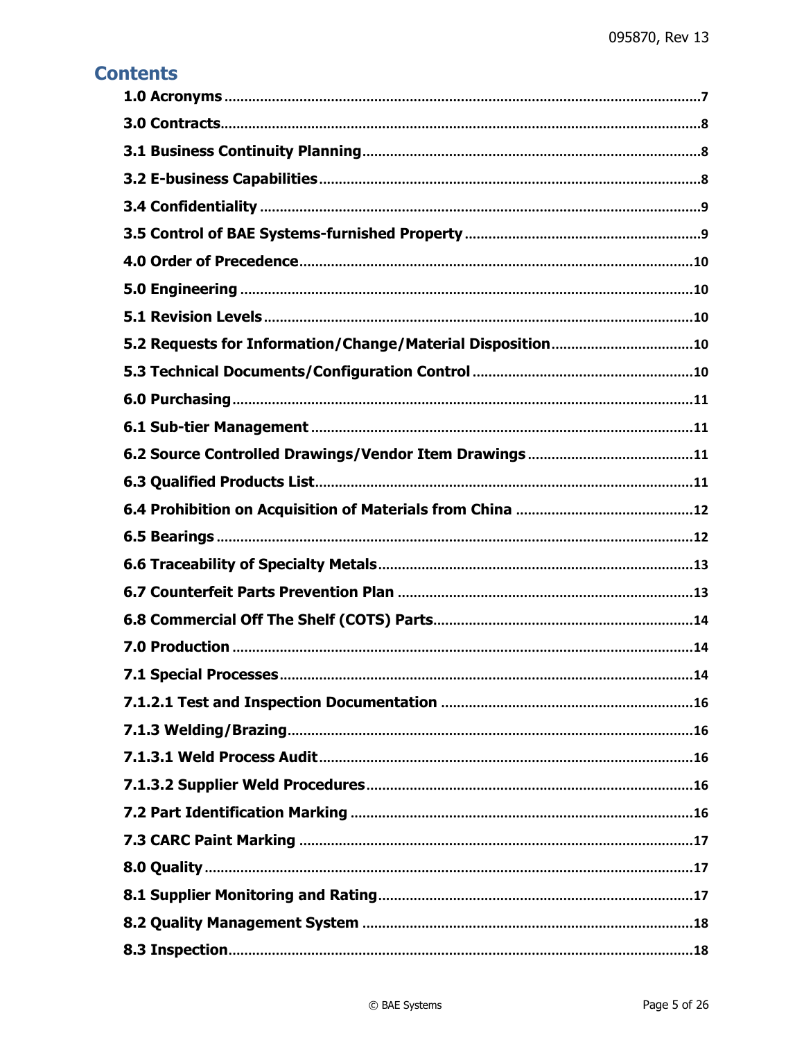# Contents

**1.0 Acronyms** .......................................................................................................7

**3.0 Contracts**.........................................................................................................8

**3.1 Business Continuity Planning**.........................................................................8

**3.2 E-business Capabilities**..................................................................................8

**3.4 Confidentiality** ................................................................................................9

**3.5 Control of BAE Systems-furnished Property** ..................................................9

**4.0 Order of Precedence**......................................................................................10

**5.0 Engineering** ....................................................................................................10

**5.1 Revision Levels**...............................................................................................10

**5.2 Requests for Information/Change/Material Disposition**..................................10

**5.3 Technical Documents/Configuration Control** .................................................10

**6.0 Purchasing**......................................................................................................11

**6.1 Sub-tier Management** .....................................................................................11

**6.2 Source Controlled Drawings/Vendor Item Drawings** ......................................11

**6.3 Qualified Products List**....................................................................................11

**6.4 Prohibition on Acquisition of Materials from China** ......................................12

**6.5 Bearings** ..........................................................................................................12

**6.6 Traceability of Specialty Metals**.......................................................................13

**6.7 Counterfeit Parts Prevention Plan** ...................................................................13

**6.8 Commercial Off The Shelf (COTS) Parts**.........................................................14

**7.0 Production** .......................................................................................................14

**7.1 Special Processes**.............................................................................................14

**7.1.2.1 Test and Inspection Documentation** ..........................................................16

**7.1.3 Welding/Brazing**.............................................................................................16

**7.1.3.1 Weld Process Audit**.......................................................................................16

**7.1.3.2 Supplier Weld Procedures**............................................................................16

**7.2 Part Identification Marking** ................................................................................16

**7.3 CARC Paint Marking** .........................................................................................17

**8.0 Quality**................................................................................................................17

**8.1 Supplier Monitoring and Rating**.........................................................................17

**8.2 Quality Management System** .............................................................................18

**8.3 Inspection**...........................................................................................................18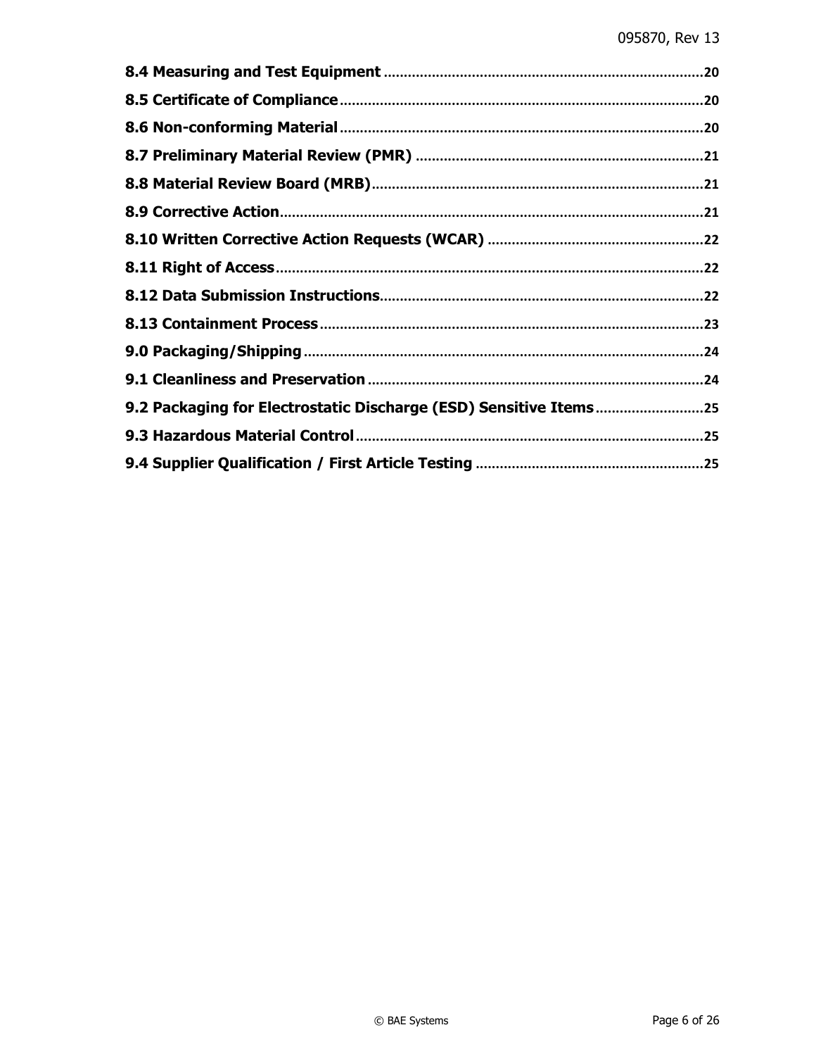**8.4 Measuring and Test Equipment** ........................................ 20

**8.5 Certificate of Compliance** ........................................ 20

**8.6 Non-conforming Material** ........................................ 20

**8.7 Preliminary Material Review (PMR)** ........................................ 21

**8.8 Material Review Board (MRB)** ........................................ 21

**8.9 Corrective Action** ........................................ 21

**8.10 Written Corrective Action Requests (WCAR)** ........................................ 22

**8.11 Right of Access** ........................................ 22

**8.12 Data Submission Instructions** ........................................ 22

**8.13 Containment Process** ........................................ 23

**9.0 Packaging/Shipping** ........................................ 24

**9.1 Cleanliness and Preservation** ........................................ 24

**9.2 Packaging for Electrostatic Discharge (ESD) Sensitive Items** ........................................ 25

**9.3 Hazardous Material Control** ........................................ 25

**9.4 Supplier Qualification / First Article Testing** ........................................ 25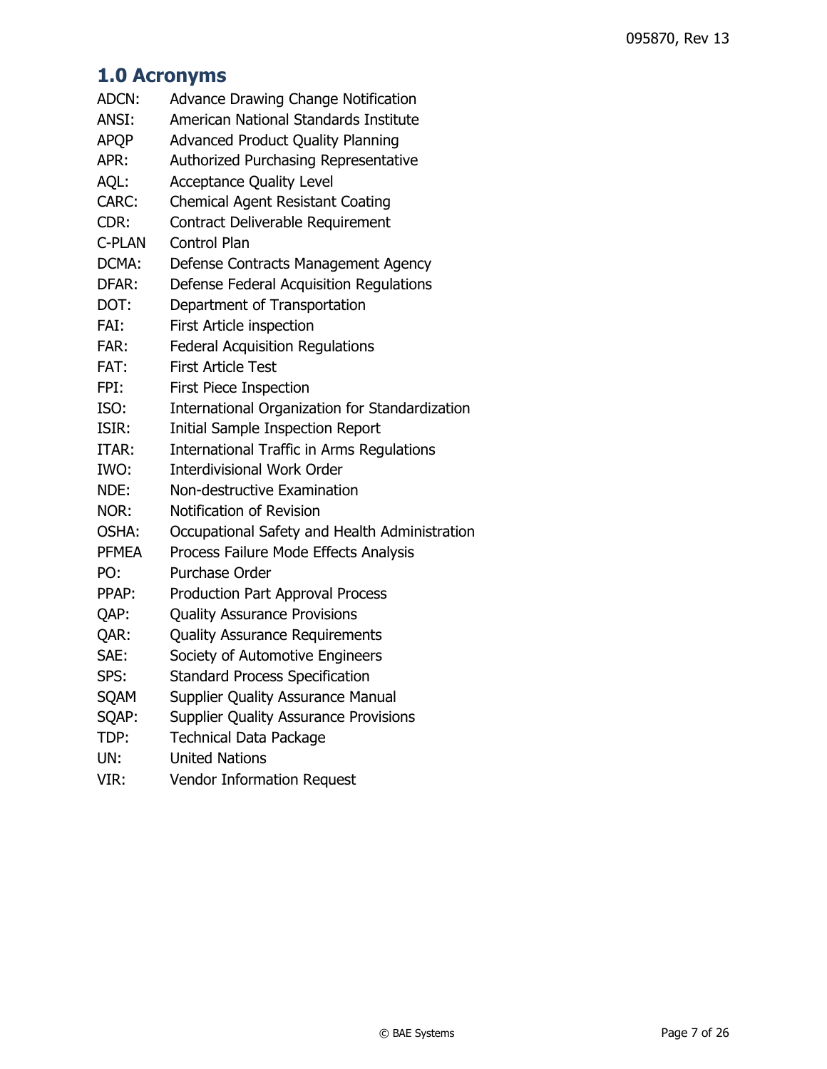## 1.0 Acronyms

ADCN: Advance Drawing Change Notification
ANSI: American National Standards Institute
APQP Advanced Product Quality Planning
APR: Authorized Purchasing Representative
AQL: Acceptance Quality Level
CARC: Chemical Agent Resistant Coating
CDR: Contract Deliverable Requirement
C-PLAN Control Plan
DCMA: Defense Contracts Management Agency
DFAR: Defense Federal Acquisition Regulations
DOT: Department of Transportation
FAI: First Article inspection
FAR: Federal Acquisition Regulations
FAT: First Article Test
FPI: First Piece Inspection
ISO: International Organization for Standardization
ISIR: Initial Sample Inspection Report
ITAR: International Traffic in Arms Regulations
IWO: Interdivisional Work Order
NDE: Non-destructive Examination
NOR: Notification of Revision
OSHA: Occupational Safety and Health Administration
PFMEA Process Failure Mode Effects Analysis
PO: Purchase Order
PPAP: Production Part Approval Process
QAP: Quality Assurance Provisions
QAR: Quality Assurance Requirements
SAE: Society of Automotive Engineers
SPS: Standard Process Specification
SQAM Supplier Quality Assurance Manual
SQAP: Supplier Quality Assurance Provisions
TDP: Technical Data Package
UN: United Nations
VIR: Vendor Information Request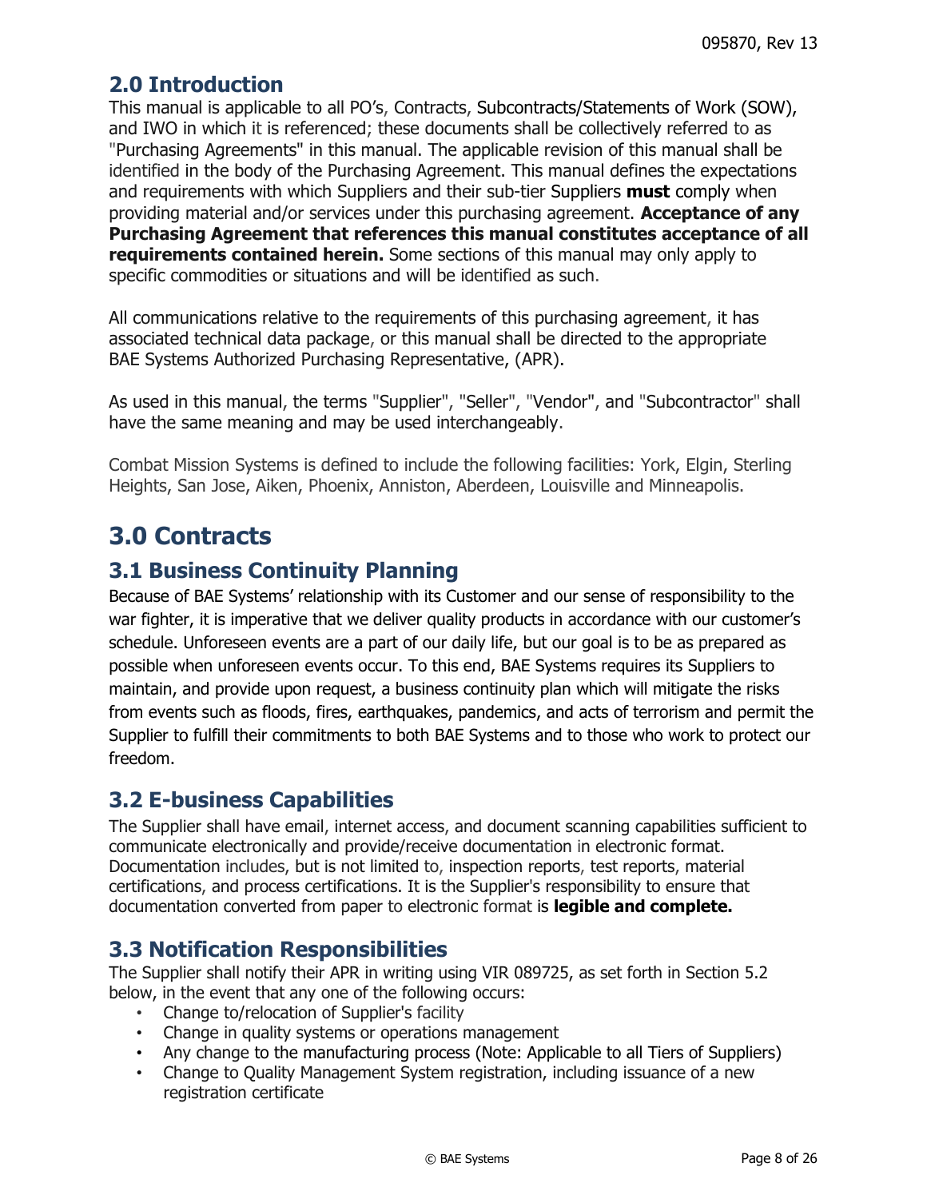## 2.0 Introduction

This manual is applicable to all PO's, Contracts, Subcontracts/Statements of Work (SOW), and IWO in which it is referenced; these documents shall be collectively referred to as "Purchasing Agreements" in this manual. The applicable revision of this manual shall be identified in the body of the Purchasing Agreement. This manual defines the expectations and requirements with which Suppliers and their sub-tier Suppliers **must** comply when providing material and/or services under this purchasing agreement. **Acceptance of any Purchasing Agreement that references this manual constitutes acceptance of all requirements contained herein.** Some sections of this manual may only apply to specific commodities or situations and will be identified as such.

All communications relative to the requirements of this purchasing agreement, it has associated technical data package, or this manual shall be directed to the appropriate BAE Systems Authorized Purchasing Representative, (APR).

As used in this manual, the terms "Supplier", "Seller", "Vendor", and "Subcontractor" shall have the same meaning and may be used interchangeably.

Combat Mission Systems is defined to include the following facilities: York, Elgin, Sterling Heights, San Jose, Aiken, Phoenix, Anniston, Aberdeen, Louisville and Minneapolis.

# 3.0 Contracts

## 3.1 Business Continuity Planning

Because of BAE Systems' relationship with its Customer and our sense of responsibility to the war fighter, it is imperative that we deliver quality products in accordance with our customer's schedule. Unforeseen events are a part of our daily life, but our goal is to be as prepared as possible when unforeseen events occur. To this end, BAE Systems requires its Suppliers to maintain, and provide upon request, a business continuity plan which will mitigate the risks from events such as floods, fires, earthquakes, pandemics, and acts of terrorism and permit the Supplier to fulfill their commitments to both BAE Systems and to those who work to protect our freedom.

## 3.2 E-business Capabilities

The Supplier shall have email, internet access, and document scanning capabilities sufficient to communicate electronically and provide/receive documentation in electronic format. Documentation includes, but is not limited to, inspection reports, test reports, material certifications, and process certifications. It is the Supplier's responsibility to ensure that documentation converted from paper to electronic format is **legible and complete.**

## 3.3 Notification Responsibilities

The Supplier shall notify their APR in writing using VIR 089725, as set forth in Section 5.2 below, in the event that any one of the following occurs:

- Change to/relocation of Supplier's facility
- Change in quality systems or operations management
- Any change to the manufacturing process (Note: Applicable to all Tiers of Suppliers)
- Change to Quality Management System registration, including issuance of a new registration certificate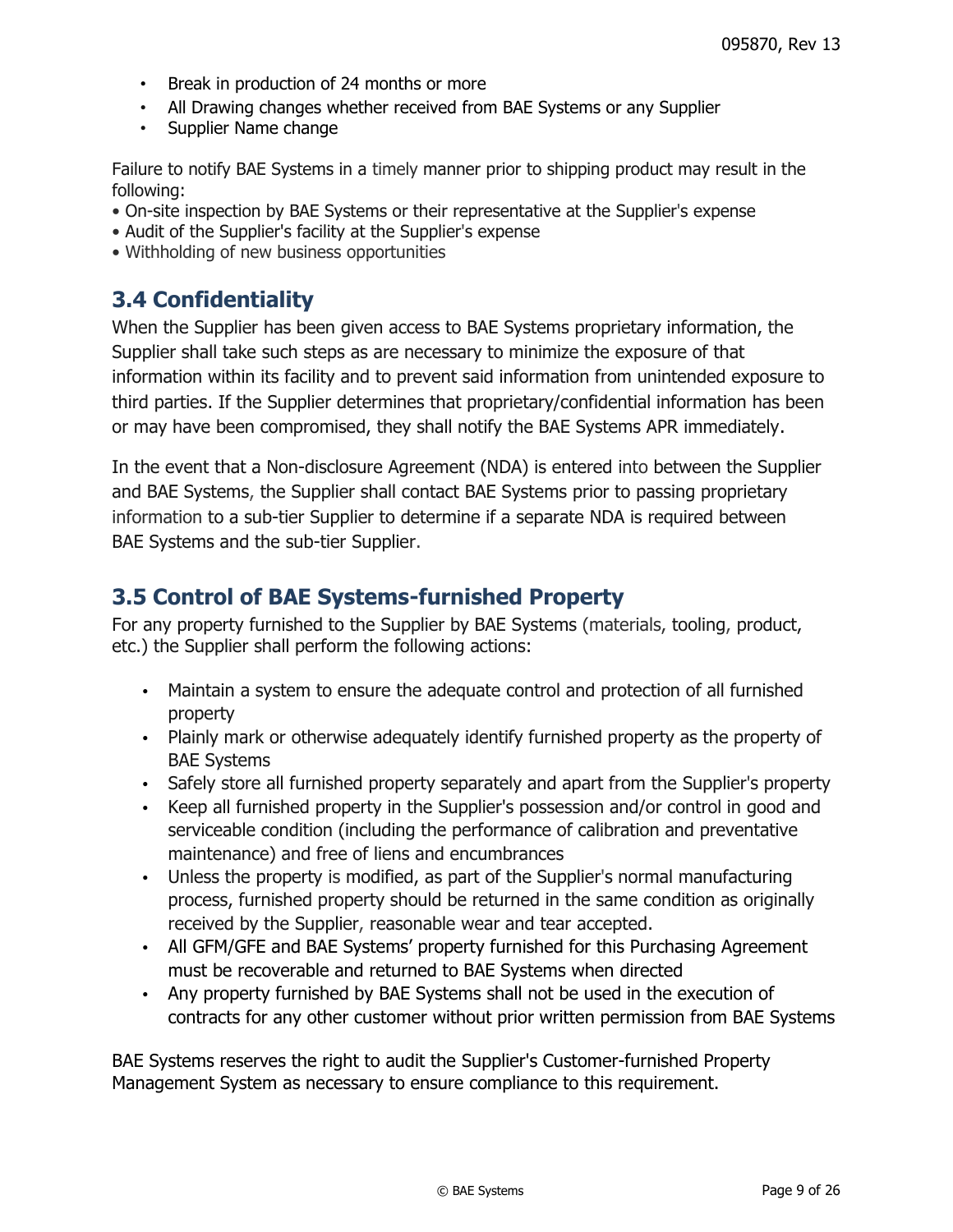- Break in production of 24 months or more
- All Drawing changes whether received from BAE Systems or any Supplier
- Supplier Name change

Failure to notify BAE Systems in a timely manner prior to shipping product may result in the following:
• On-site inspection by BAE Systems or their representative at the Supplier's expense
• Audit of the Supplier's facility at the Supplier's expense
• Withholding of new business opportunities

## 3.4 Confidentiality

When the Supplier has been given access to BAE Systems proprietary information, the Supplier shall take such steps as are necessary to minimize the exposure of that information within its facility and to prevent said information from unintended exposure to third parties. If the Supplier determines that proprietary/confidential information has been or may have been compromised, they shall notify the BAE Systems APR immediately.

In the event that a Non-disclosure Agreement (NDA) is entered into between the Supplier and BAE Systems, the Supplier shall contact BAE Systems prior to passing proprietary information to a sub-tier Supplier to determine if a separate NDA is required between BAE Systems and the sub-tier Supplier.

## 3.5 Control of BAE Systems-furnished Property

For any property furnished to the Supplier by BAE Systems (materials, tooling, product, etc.) the Supplier shall perform the following actions:

- Maintain a system to ensure the adequate control and protection of all furnished property
- Plainly mark or otherwise adequately identify furnished property as the property of BAE Systems
- Safely store all furnished property separately and apart from the Supplier's property
- Keep all furnished property in the Supplier's possession and/or control in good and serviceable condition (including the performance of calibration and preventative maintenance) and free of liens and encumbrances
- Unless the property is modified, as part of the Supplier's normal manufacturing process, furnished property should be returned in the same condition as originally received by the Supplier, reasonable wear and tear accepted.
- All GFM/GFE and BAE Systems' property furnished for this Purchasing Agreement must be recoverable and returned to BAE Systems when directed
- Any property furnished by BAE Systems shall not be used in the execution of contracts for any other customer without prior written permission from BAE Systems

BAE Systems reserves the right to audit the Supplier's Customer-furnished Property Management System as necessary to ensure compliance to this requirement.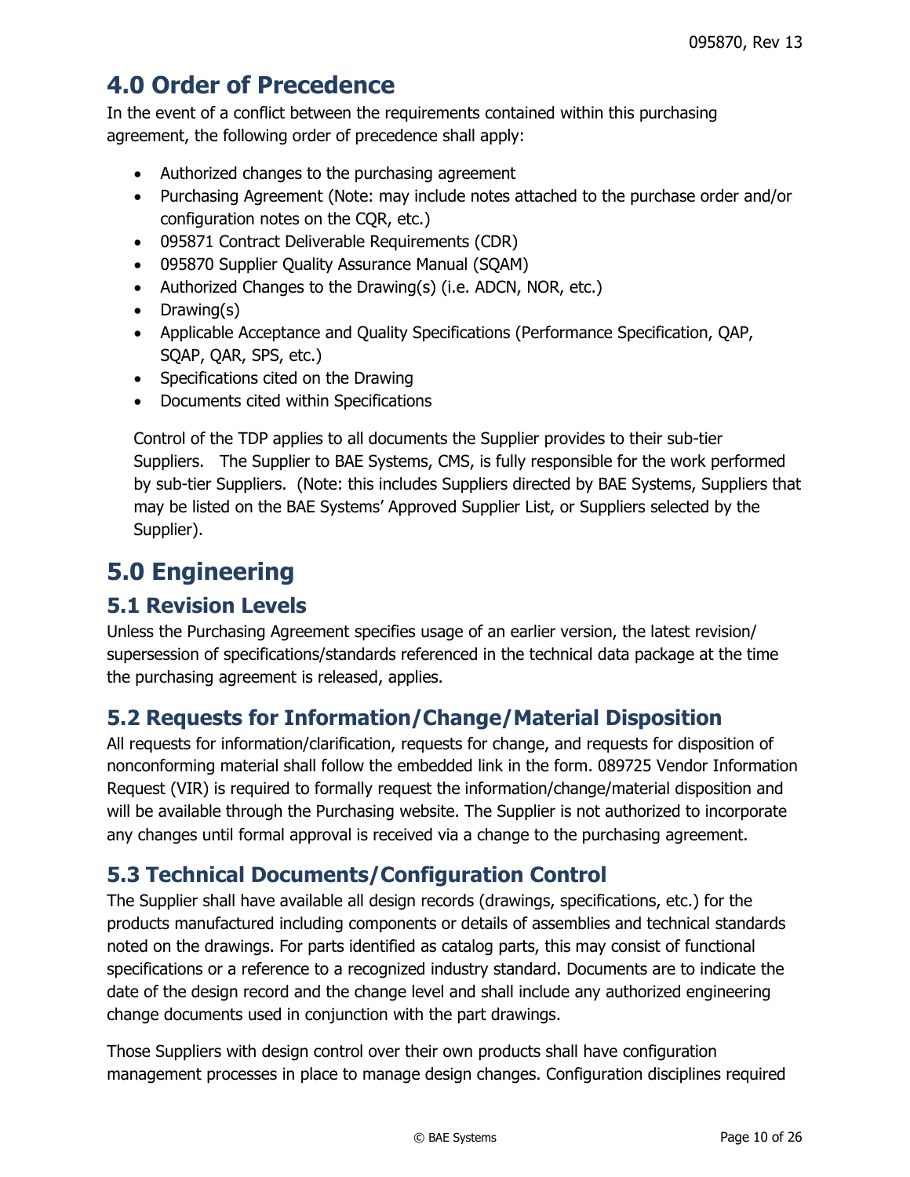# 4.0 Order of Precedence

In the event of a conflict between the requirements contained within this purchasing agreement, the following order of precedence shall apply:

- Authorized changes to the purchasing agreement
- Purchasing Agreement (Note: may include notes attached to the purchase order and/or configuration notes on the CQR, etc.)
- 095871 Contract Deliverable Requirements (CDR)
- 095870 Supplier Quality Assurance Manual (SQAM)
- Authorized Changes to the Drawing(s) (i.e. ADCN, NOR, etc.)
- Drawing(s)
- Applicable Acceptance and Quality Specifications (Performance Specification, QAP, SQAP, QAR, SPS, etc.)
- Specifications cited on the Drawing
- Documents cited within Specifications

Control of the TDP applies to all documents the Supplier provides to their sub-tier Suppliers. The Supplier to BAE Systems, CMS, is fully responsible for the work performed by sub-tier Suppliers. (Note: this includes Suppliers directed by BAE Systems, Suppliers that may be listed on the BAE Systems' Approved Supplier List, or Suppliers selected by the Supplier).

# 5.0 Engineering

## 5.1 Revision Levels

Unless the Purchasing Agreement specifies usage of an earlier version, the latest revision/ supersession of specifications/standards referenced in the technical data package at the time the purchasing agreement is released, applies.

## 5.2 Requests for Information/Change/Material Disposition

All requests for information/clarification, requests for change, and requests for disposition of nonconforming material shall follow the embedded link in the form. 089725 Vendor Information Request (VIR) is required to formally request the information/change/material disposition and will be available through the Purchasing website. The Supplier is not authorized to incorporate any changes until formal approval is received via a change to the purchasing agreement.

## 5.3 Technical Documents/Configuration Control

The Supplier shall have available all design records (drawings, specifications, etc.) for the products manufactured including components or details of assemblies and technical standards noted on the drawings. For parts identified as catalog parts, this may consist of functional specifications or a reference to a recognized industry standard. Documents are to indicate the date of the design record and the change level and shall include any authorized engineering change documents used in conjunction with the part drawings.

Those Suppliers with design control over their own products shall have configuration management processes in place to manage design changes. Configuration disciplines required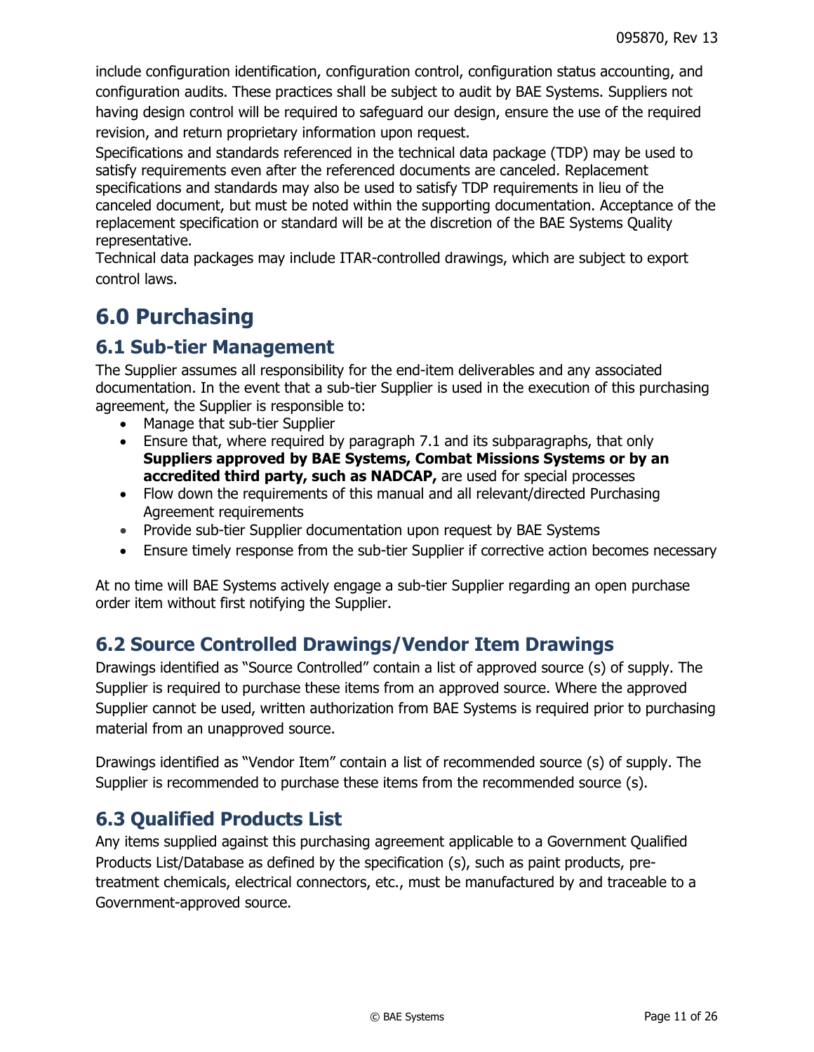include configuration identification, configuration control, configuration status accounting, and configuration audits. These practices shall be subject to audit by BAE Systems. Suppliers not having design control will be required to safeguard our design, ensure the use of the required revision, and return proprietary information upon request.

Specifications and standards referenced in the technical data package (TDP) may be used to satisfy requirements even after the referenced documents are canceled. Replacement specifications and standards may also be used to satisfy TDP requirements in lieu of the canceled document, but must be noted within the supporting documentation. Acceptance of the replacement specification or standard will be at the discretion of the BAE Systems Quality representative.

Technical data packages may include ITAR-controlled drawings, which are subject to export control laws.

# 6.0 Purchasing

## 6.1 Sub-tier Management

The Supplier assumes all responsibility for the end-item deliverables and any associated documentation. In the event that a sub-tier Supplier is used in the execution of this purchasing agreement, the Supplier is responsible to:

- Manage that sub-tier Supplier
- Ensure that, where required by paragraph 7.1 and its subparagraphs, that only **Suppliers approved by BAE Systems, Combat Missions Systems or by an accredited third party, such as NADCAP,** are used for special processes
- Flow down the requirements of this manual and all relevant/directed Purchasing Agreement requirements
- Provide sub-tier Supplier documentation upon request by BAE Systems
- Ensure timely response from the sub-tier Supplier if corrective action becomes necessary

At no time will BAE Systems actively engage a sub-tier Supplier regarding an open purchase order item without first notifying the Supplier.

## 6.2 Source Controlled Drawings/Vendor Item Drawings

Drawings identified as "Source Controlled" contain a list of approved source (s) of supply. The Supplier is required to purchase these items from an approved source. Where the approved Supplier cannot be used, written authorization from BAE Systems is required prior to purchasing material from an unapproved source.

Drawings identified as "Vendor Item" contain a list of recommended source (s) of supply. The Supplier is recommended to purchase these items from the recommended source (s).

## 6.3 Qualified Products List

Any items supplied against this purchasing agreement applicable to a Government Qualified Products List/Database as defined by the specification (s), such as paint products, pre-treatment chemicals, electrical connectors, etc., must be manufactured by and traceable to a Government-approved source.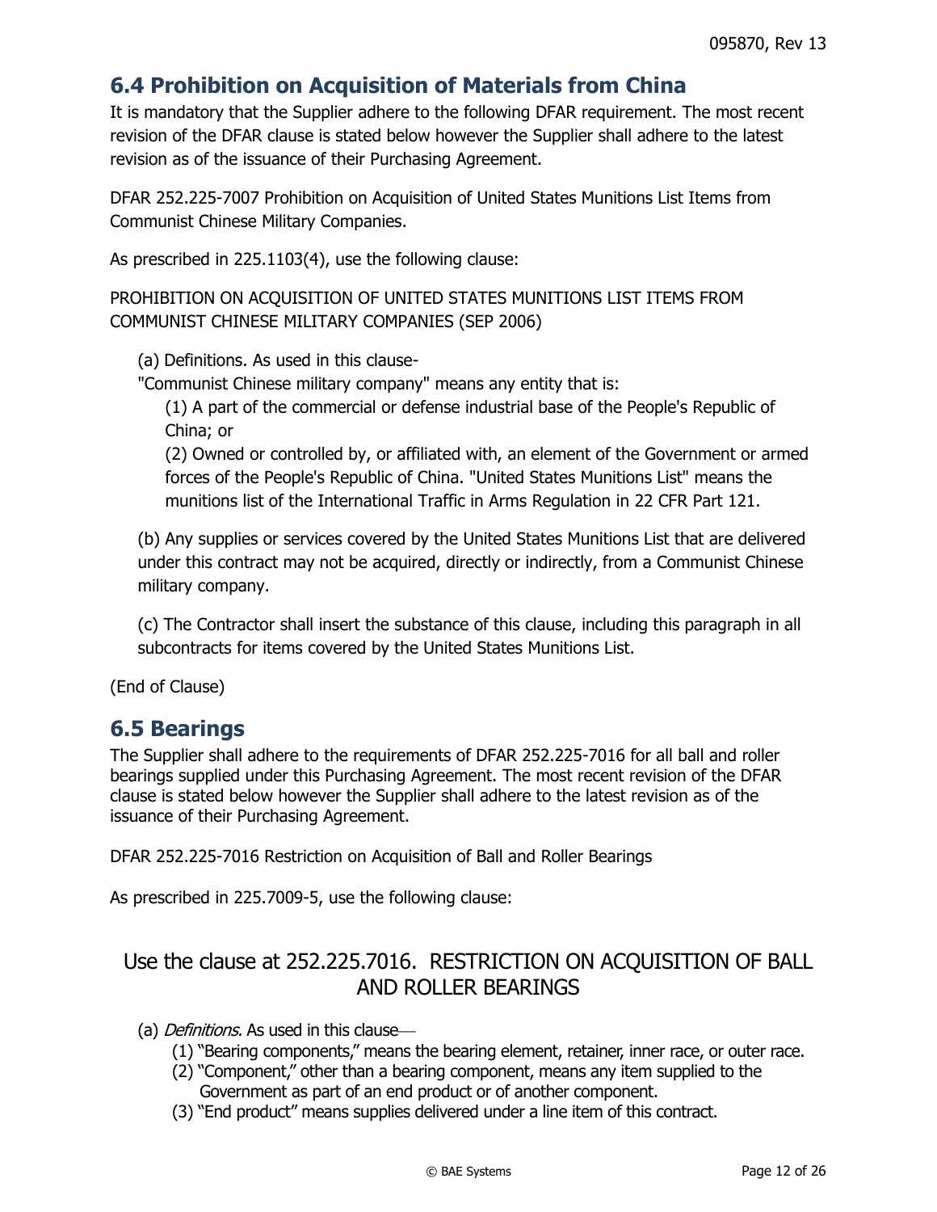## 6.4 Prohibition on Acquisition of Materials from China

It is mandatory that the Supplier adhere to the following DFAR requirement. The most recent revision of the DFAR clause is stated below however the Supplier shall adhere to the latest revision as of the issuance of their Purchasing Agreement.

DFAR 252.225-7007 Prohibition on Acquisition of United States Munitions List Items from Communist Chinese Military Companies.

As prescribed in 225.1103(4), use the following clause:

PROHIBITION ON ACQUISITION OF UNITED STATES MUNITIONS LIST ITEMS FROM COMMUNIST CHINESE MILITARY COMPANIES (SEP 2006)

(a) Definitions. As used in this clause-

"Communist Chinese military company" means any entity that is:

(1) A part of the commercial or defense industrial base of the People's Republic of China; or

(2) Owned or controlled by, or affiliated with, an element of the Government or armed forces of the People's Republic of China. "United States Munitions List" means the munitions list of the International Traffic in Arms Regulation in 22 CFR Part 121.

(b) Any supplies or services covered by the United States Munitions List that are delivered under this contract may not be acquired, directly or indirectly, from a Communist Chinese military company.

(c) The Contractor shall insert the substance of this clause, including this paragraph in all subcontracts for items covered by the United States Munitions List.

(End of Clause)

## 6.5 Bearings

The Supplier shall adhere to the requirements of DFAR 252.225-7016 for all ball and roller bearings supplied under this Purchasing Agreement. The most recent revision of the DFAR clause is stated below however the Supplier shall adhere to the latest revision as of the issuance of their Purchasing Agreement.

DFAR 252.225-7016 Restriction on Acquisition of Ball and Roller Bearings

As prescribed in 225.7009-5, use the following clause:

### Use the clause at 252.225.7016. RESTRICTION ON ACQUISITION OF BALL AND ROLLER BEARINGS

(a) *Definitions.* As used in this clause—

(1) "Bearing components," means the bearing element, retainer, inner race, or outer race.

(2) "Component," other than a bearing component, means any item supplied to the Government as part of an end product or of another component.

(3) "End product" means supplies delivered under a line item of this contract.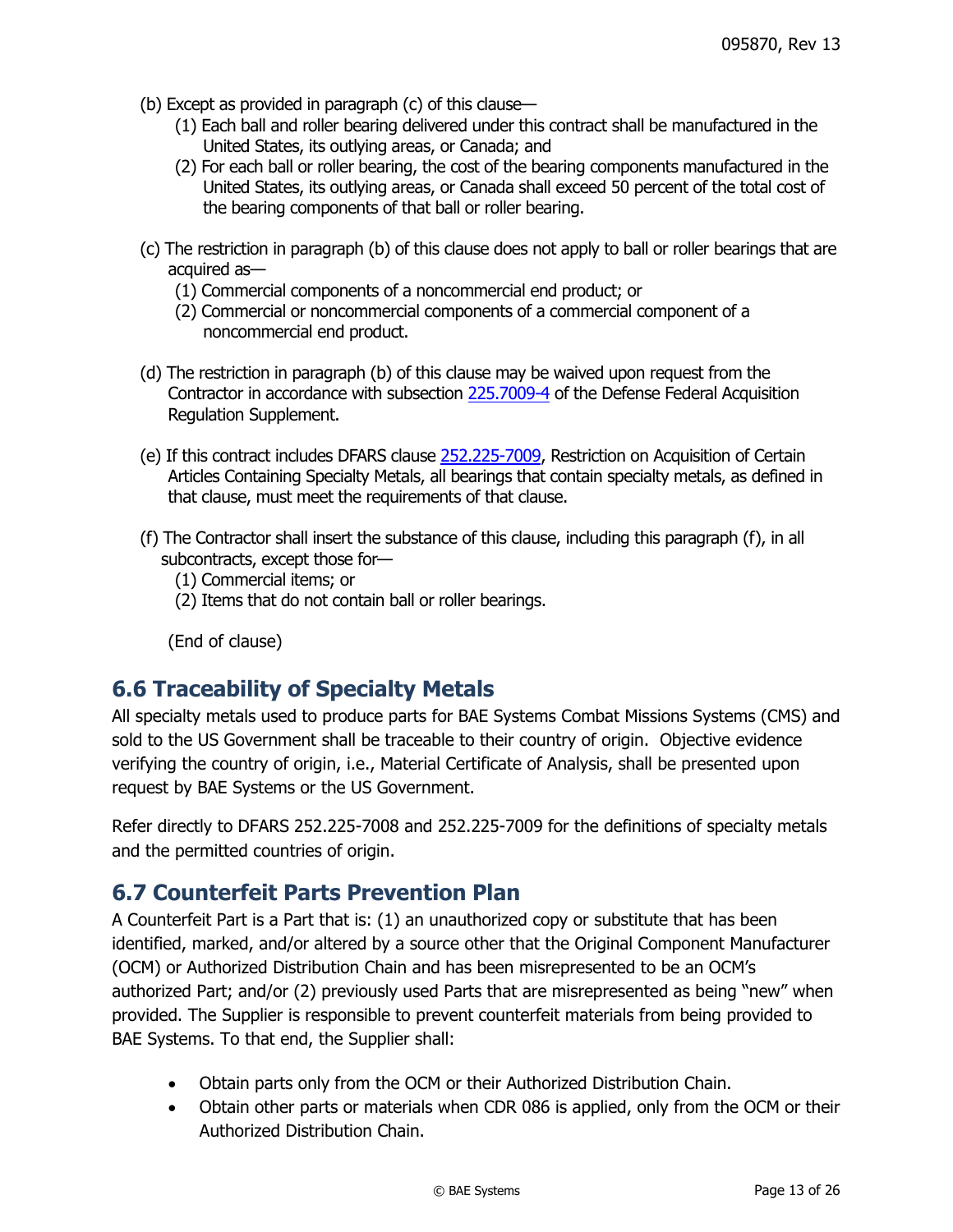(b) Except as provided in paragraph (c) of this clause—

(1) Each ball and roller bearing delivered under this contract shall be manufactured in the United States, its outlying areas, or Canada; and

(2) For each ball or roller bearing, the cost of the bearing components manufactured in the United States, its outlying areas, or Canada shall exceed 50 percent of the total cost of the bearing components of that ball or roller bearing.

(c) The restriction in paragraph (b) of this clause does not apply to ball or roller bearings that are acquired as—

(1) Commercial components of a noncommercial end product; or

(2) Commercial or noncommercial components of a commercial component of a noncommercial end product.

(d) The restriction in paragraph (b) of this clause may be waived upon request from the Contractor in accordance with subsection 225.7009-4 of the Defense Federal Acquisition Regulation Supplement.

(e) If this contract includes DFARS clause 252.225-7009, Restriction on Acquisition of Certain Articles Containing Specialty Metals, all bearings that contain specialty metals, as defined in that clause, must meet the requirements of that clause.

(f) The Contractor shall insert the substance of this clause, including this paragraph (f), in all subcontracts, except those for—

(1) Commercial items; or

(2) Items that do not contain ball or roller bearings.

(End of clause)

## 6.6 Traceability of Specialty Metals

All specialty metals used to produce parts for BAE Systems Combat Missions Systems (CMS) and sold to the US Government shall be traceable to their country of origin. Objective evidence verifying the country of origin, i.e., Material Certificate of Analysis, shall be presented upon request by BAE Systems or the US Government.

Refer directly to DFARS 252.225-7008 and 252.225-7009 for the definitions of specialty metals and the permitted countries of origin.

## 6.7 Counterfeit Parts Prevention Plan

A Counterfeit Part is a Part that is: (1) an unauthorized copy or substitute that has been identified, marked, and/or altered by a source other that the Original Component Manufacturer (OCM) or Authorized Distribution Chain and has been misrepresented to be an OCM's authorized Part; and/or (2) previously used Parts that are misrepresented as being "new" when provided. The Supplier is responsible to prevent counterfeit materials from being provided to BAE Systems. To that end, the Supplier shall:

- Obtain parts only from the OCM or their Authorized Distribution Chain.
- Obtain other parts or materials when CDR 086 is applied, only from the OCM or their Authorized Distribution Chain.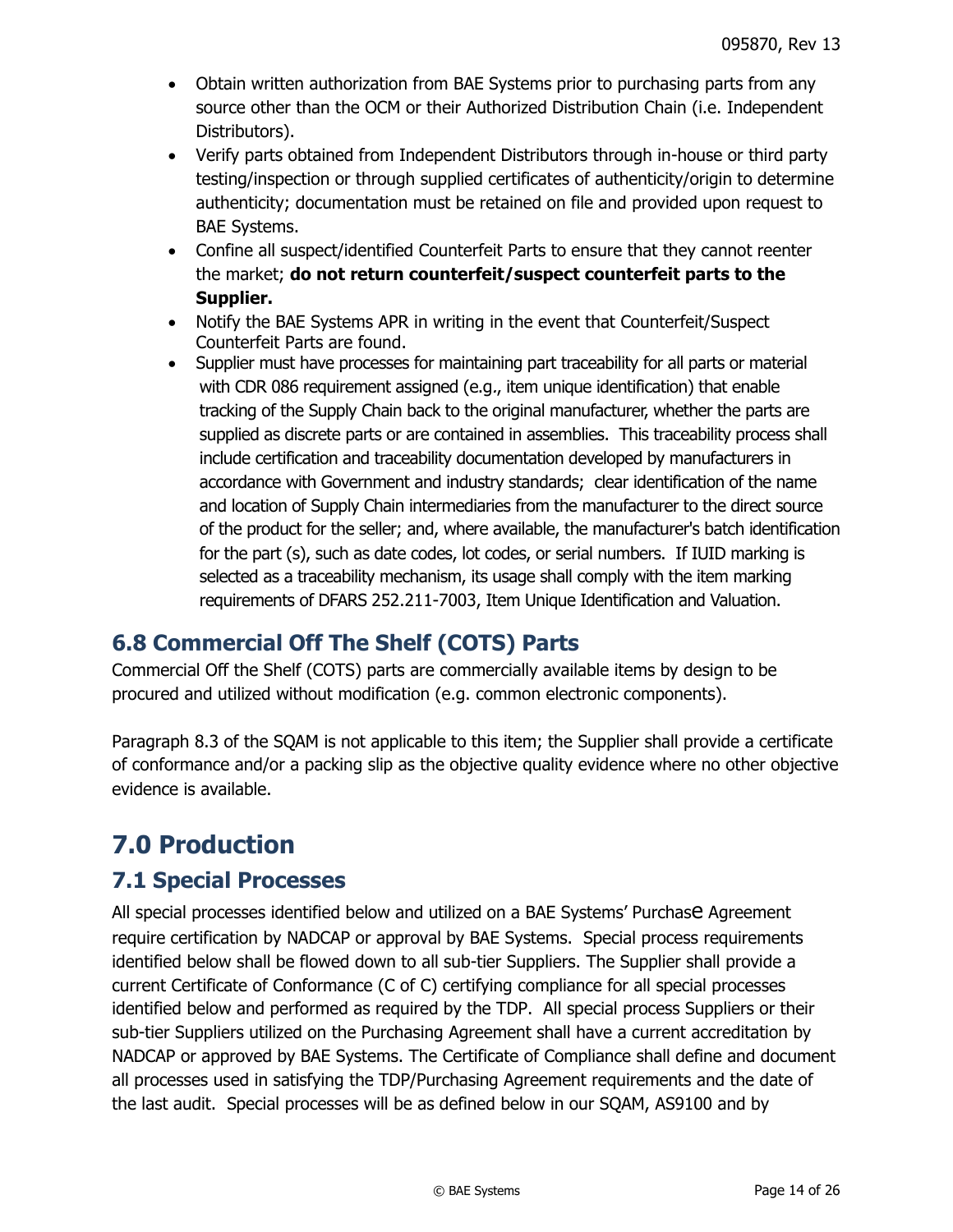- Obtain written authorization from BAE Systems prior to purchasing parts from any source other than the OCM or their Authorized Distribution Chain (i.e. Independent Distributors).
- Verify parts obtained from Independent Distributors through in-house or third party testing/inspection or through supplied certificates of authenticity/origin to determine authenticity; documentation must be retained on file and provided upon request to BAE Systems.
- Confine all suspect/identified Counterfeit Parts to ensure that they cannot reenter the market; **do not return counterfeit/suspect counterfeit parts to the Supplier.**
- Notify the BAE Systems APR in writing in the event that Counterfeit/Suspect Counterfeit Parts are found.
- Supplier must have processes for maintaining part traceability for all parts or material with CDR 086 requirement assigned (e.g., item unique identification) that enable tracking of the Supply Chain back to the original manufacturer, whether the parts are supplied as discrete parts or are contained in assemblies. This traceability process shall include certification and traceability documentation developed by manufacturers in accordance with Government and industry standards; clear identification of the name and location of Supply Chain intermediaries from the manufacturer to the direct source of the product for the seller; and, where available, the manufacturer's batch identification for the part (s), such as date codes, lot codes, or serial numbers. If IUID marking is selected as a traceability mechanism, its usage shall comply with the item marking requirements of DFARS 252.211-7003, Item Unique Identification and Valuation.

## 6.8 Commercial Off The Shelf (COTS) Parts

Commercial Off the Shelf (COTS) parts are commercially available items by design to be procured and utilized without modification (e.g. common electronic components).

Paragraph 8.3 of the SQAM is not applicable to this item; the Supplier shall provide a certificate of conformance and/or a packing slip as the objective quality evidence where no other objective evidence is available.

# 7.0 Production

## 7.1 Special Processes

All special processes identified below and utilized on a BAE Systems' Purchase Agreement require certification by NADCAP or approval by BAE Systems. Special process requirements identified below shall be flowed down to all sub-tier Suppliers. The Supplier shall provide a current Certificate of Conformance (C of C) certifying compliance for all special processes identified below and performed as required by the TDP. All special process Suppliers or their sub-tier Suppliers utilized on the Purchasing Agreement shall have a current accreditation by NADCAP or approved by BAE Systems. The Certificate of Compliance shall define and document all processes used in satisfying the TDP/Purchasing Agreement requirements and the date of the last audit. Special processes will be as defined below in our SQAM, AS9100 and by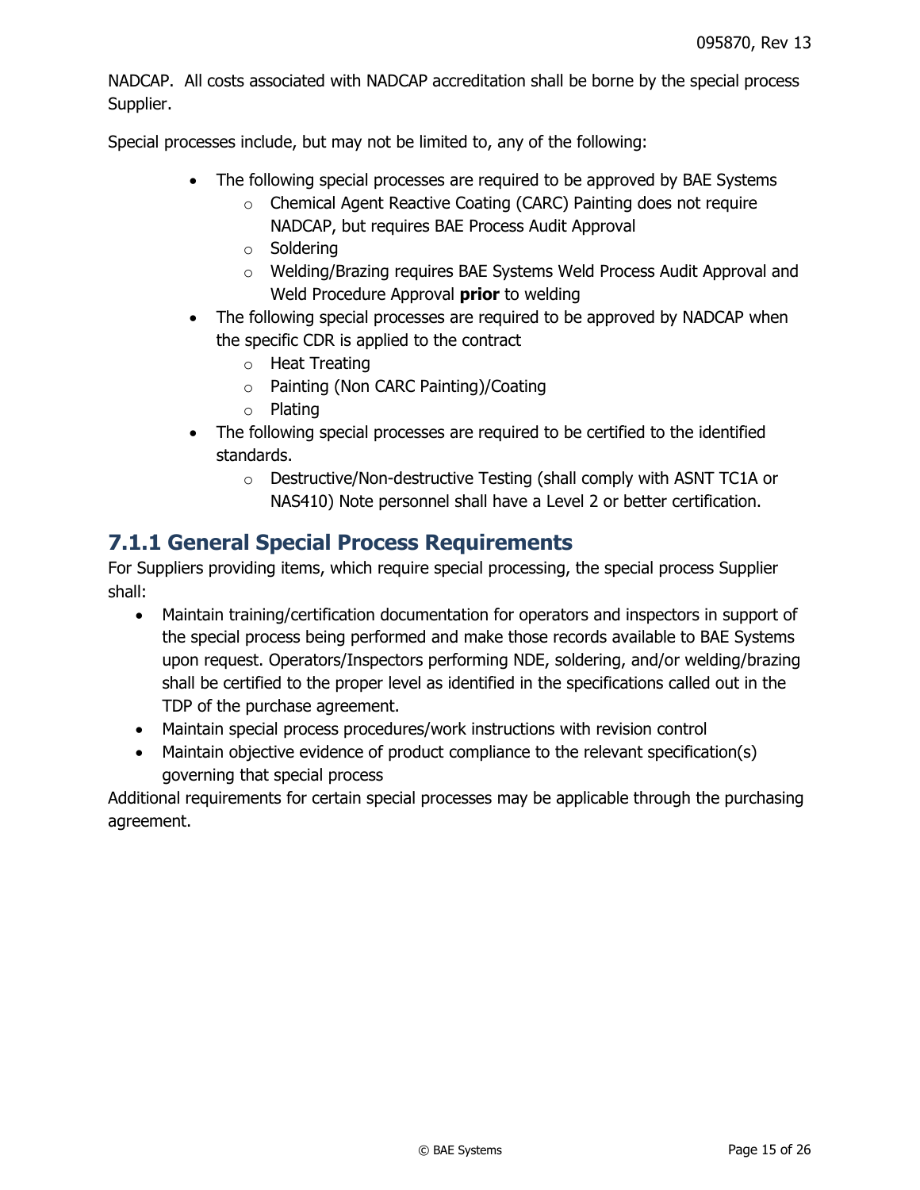NADCAP. All costs associated with NADCAP accreditation shall be borne by the special process Supplier.

Special processes include, but may not be limited to, any of the following:

- The following special processes are required to be approved by BAE Systems
  - Chemical Agent Reactive Coating (CARC) Painting does not require NADCAP, but requires BAE Process Audit Approval
  - Soldering
  - Welding/Brazing requires BAE Systems Weld Process Audit Approval and Weld Procedure Approval **prior** to welding
- The following special processes are required to be approved by NADCAP when the specific CDR is applied to the contract
  - Heat Treating
  - Painting (Non CARC Painting)/Coating
  - Plating
- The following special processes are required to be certified to the identified standards.
  - Destructive/Non-destructive Testing (shall comply with ASNT TC1A or NAS410) Note personnel shall have a Level 2 or better certification.

### 7.1.1 General Special Process Requirements

For Suppliers providing items, which require special processing, the special process Supplier shall:

- Maintain training/certification documentation for operators and inspectors in support of the special process being performed and make those records available to BAE Systems upon request. Operators/Inspectors performing NDE, soldering, and/or welding/brazing shall be certified to the proper level as identified in the specifications called out in the TDP of the purchase agreement.
- Maintain special process procedures/work instructions with revision control
- Maintain objective evidence of product compliance to the relevant specification(s) governing that special process

Additional requirements for certain special processes may be applicable through the purchasing agreement.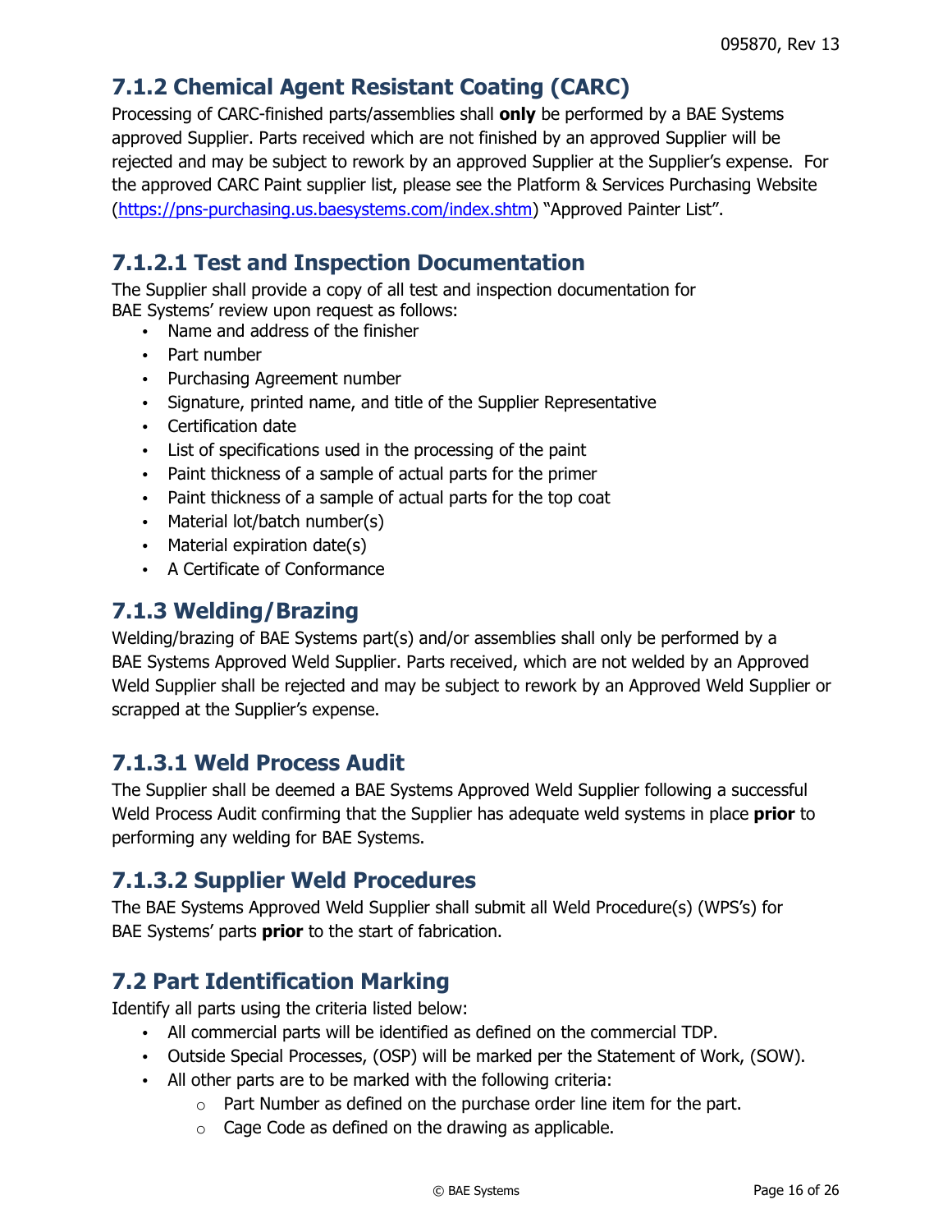## 7.1.2 Chemical Agent Resistant Coating (CARC)

Processing of CARC-finished parts/assemblies shall **only** be performed by a BAE Systems approved Supplier. Parts received which are not finished by an approved Supplier will be rejected and may be subject to rework by an approved Supplier at the Supplier's expense. For the approved CARC Paint supplier list, please see the Platform & Services Purchasing Website (https://pns-purchasing.us.baesystems.com/index.shtm) "Approved Painter List".

## 7.1.2.1 Test and Inspection Documentation

The Supplier shall provide a copy of all test and inspection documentation for BAE Systems' review upon request as follows:

- Name and address of the finisher
- Part number
- Purchasing Agreement number
- Signature, printed name, and title of the Supplier Representative
- Certification date
- List of specifications used in the processing of the paint
- Paint thickness of a sample of actual parts for the primer
- Paint thickness of a sample of actual parts for the top coat
- Material lot/batch number(s)
- Material expiration date(s)
- A Certificate of Conformance

## 7.1.3 Welding/Brazing

Welding/brazing of BAE Systems part(s) and/or assemblies shall only be performed by a BAE Systems Approved Weld Supplier. Parts received, which are not welded by an Approved Weld Supplier shall be rejected and may be subject to rework by an Approved Weld Supplier or scrapped at the Supplier's expense.

## 7.1.3.1 Weld Process Audit

The Supplier shall be deemed a BAE Systems Approved Weld Supplier following a successful Weld Process Audit confirming that the Supplier has adequate weld systems in place **prior** to performing any welding for BAE Systems.

## 7.1.3.2 Supplier Weld Procedures

The BAE Systems Approved Weld Supplier shall submit all Weld Procedure(s) (WPS's) for BAE Systems' parts **prior** to the start of fabrication.

## 7.2 Part Identification Marking

Identify all parts using the criteria listed below:

- All commercial parts will be identified as defined on the commercial TDP.
- Outside Special Processes, (OSP) will be marked per the Statement of Work, (SOW).
- All other parts are to be marked with the following criteria:
    - Part Number as defined on the purchase order line item for the part.
    - Cage Code as defined on the drawing as applicable.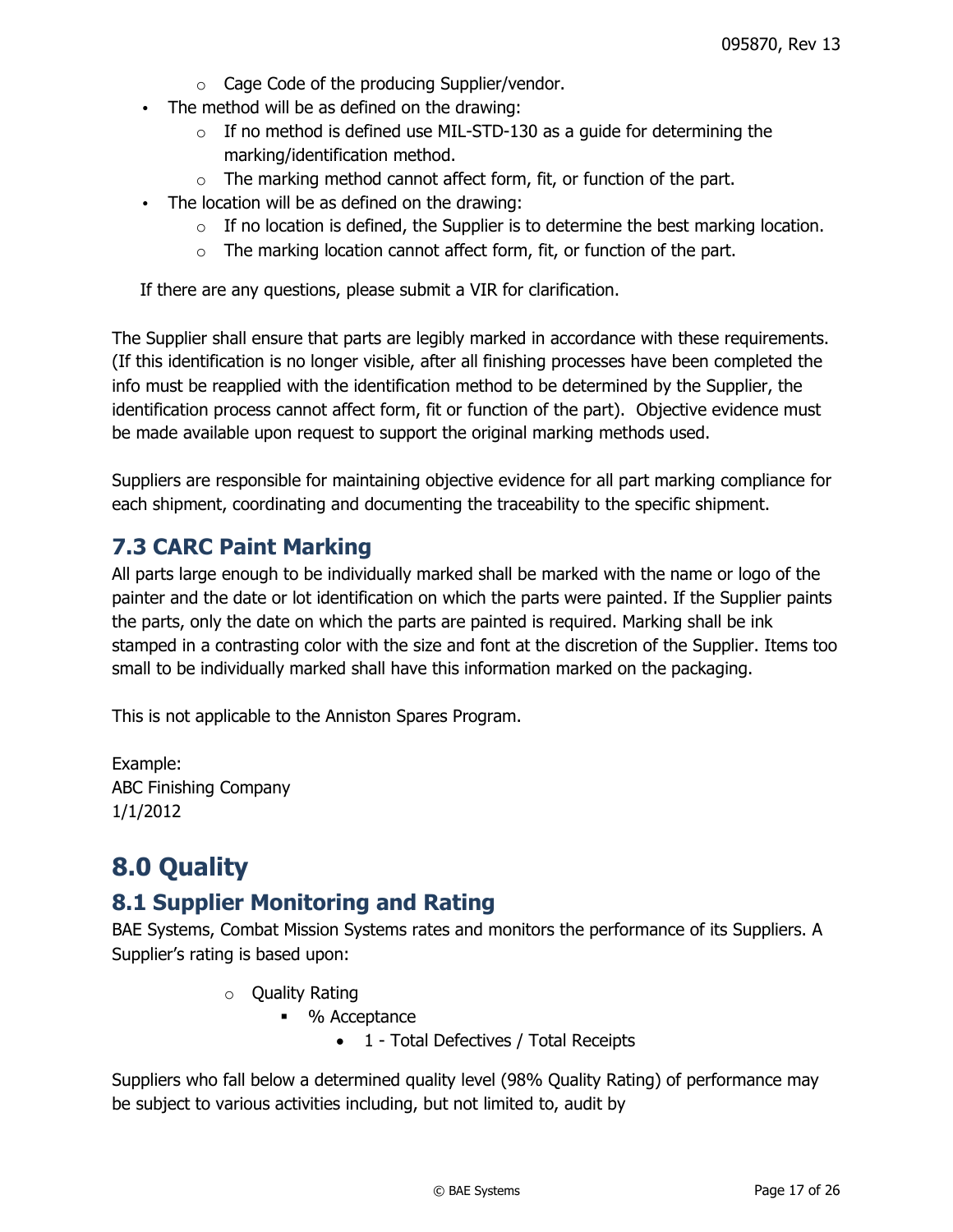- Cage Code of the producing Supplier/vendor.
- The method will be as defined on the drawing:
    - If no method is defined use MIL-STD-130 as a guide for determining the marking/identification method.
    - The marking method cannot affect form, fit, or function of the part.
- The location will be as defined on the drawing:
    - If no location is defined, the Supplier is to determine the best marking location.
    - The marking location cannot affect form, fit, or function of the part.

If there are any questions, please submit a VIR for clarification.

The Supplier shall ensure that parts are legibly marked in accordance with these requirements. (If this identification is no longer visible, after all finishing processes have been completed the info must be reapplied with the identification method to be determined by the Supplier, the identification process cannot affect form, fit or function of the part). Objective evidence must be made available upon request to support the original marking methods used.

Suppliers are responsible for maintaining objective evidence for all part marking compliance for each shipment, coordinating and documenting the traceability to the specific shipment.

## 7.3 CARC Paint Marking

All parts large enough to be individually marked shall be marked with the name or logo of the painter and the date or lot identification on which the parts were painted. If the Supplier paints the parts, only the date on which the parts are painted is required. Marking shall be ink stamped in a contrasting color with the size and font at the discretion of the Supplier. Items too small to be individually marked shall have this information marked on the packaging.

This is not applicable to the Anniston Spares Program.

Example:
ABC Finishing Company
1/1/2012

# 8.0 Quality

## 8.1 Supplier Monitoring and Rating

BAE Systems, Combat Mission Systems rates and monitors the performance of its Suppliers. A Supplier's rating is based upon:

- Quality Rating
    - % Acceptance
        - 1 - Total Defectives / Total Receipts

Suppliers who fall below a determined quality level (98% Quality Rating) of performance may be subject to various activities including, but not limited to, audit by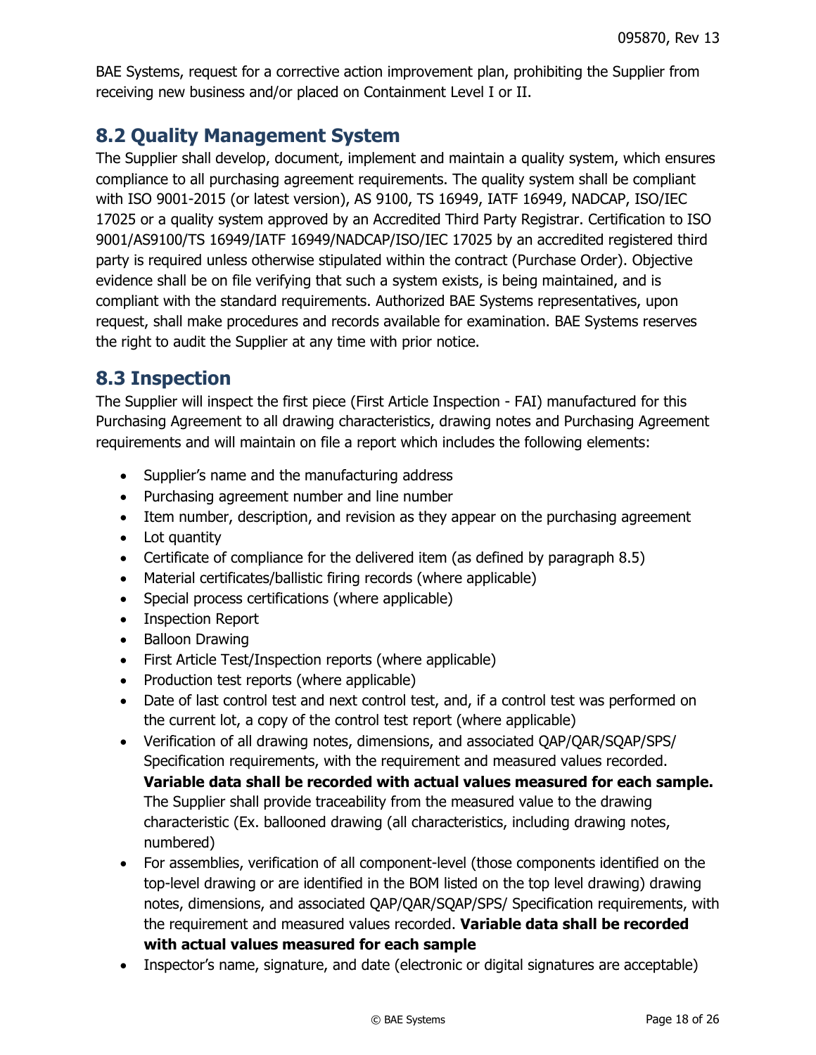BAE Systems, request for a corrective action improvement plan, prohibiting the Supplier from receiving new business and/or placed on Containment Level I or II.

## 8.2 Quality Management System

The Supplier shall develop, document, implement and maintain a quality system, which ensures compliance to all purchasing agreement requirements. The quality system shall be compliant with ISO 9001-2015 (or latest version), AS 9100, TS 16949, IATF 16949, NADCAP, ISO/IEC 17025 or a quality system approved by an Accredited Third Party Registrar. Certification to ISO 9001/AS9100/TS 16949/IATF 16949/NADCAP/ISO/IEC 17025 by an accredited registered third party is required unless otherwise stipulated within the contract (Purchase Order). Objective evidence shall be on file verifying that such a system exists, is being maintained, and is compliant with the standard requirements. Authorized BAE Systems representatives, upon request, shall make procedures and records available for examination. BAE Systems reserves the right to audit the Supplier at any time with prior notice.

## 8.3 Inspection

The Supplier will inspect the first piece (First Article Inspection - FAI) manufactured for this Purchasing Agreement to all drawing characteristics, drawing notes and Purchasing Agreement requirements and will maintain on file a report which includes the following elements:

- Supplier's name and the manufacturing address
- Purchasing agreement number and line number
- Item number, description, and revision as they appear on the purchasing agreement
- Lot quantity
- Certificate of compliance for the delivered item (as defined by paragraph 8.5)
- Material certificates/ballistic firing records (where applicable)
- Special process certifications (where applicable)
- Inspection Report
- Balloon Drawing
- First Article Test/Inspection reports (where applicable)
- Production test reports (where applicable)
- Date of last control test and next control test, and, if a control test was performed on the current lot, a copy of the control test report (where applicable)
- Verification of all drawing notes, dimensions, and associated QAP/QAR/SQAP/SPS/ Specification requirements, with the requirement and measured values recorded. **Variable data shall be recorded with actual values measured for each sample.** The Supplier shall provide traceability from the measured value to the drawing characteristic (Ex. ballooned drawing (all characteristics, including drawing notes, numbered)
- For assemblies, verification of all component-level (those components identified on the top-level drawing or are identified in the BOM listed on the top level drawing) drawing notes, dimensions, and associated QAP/QAR/SQAP/SPS/ Specification requirements, with the requirement and measured values recorded. **Variable data shall be recorded with actual values measured for each sample**
- Inspector's name, signature, and date (electronic or digital signatures are acceptable)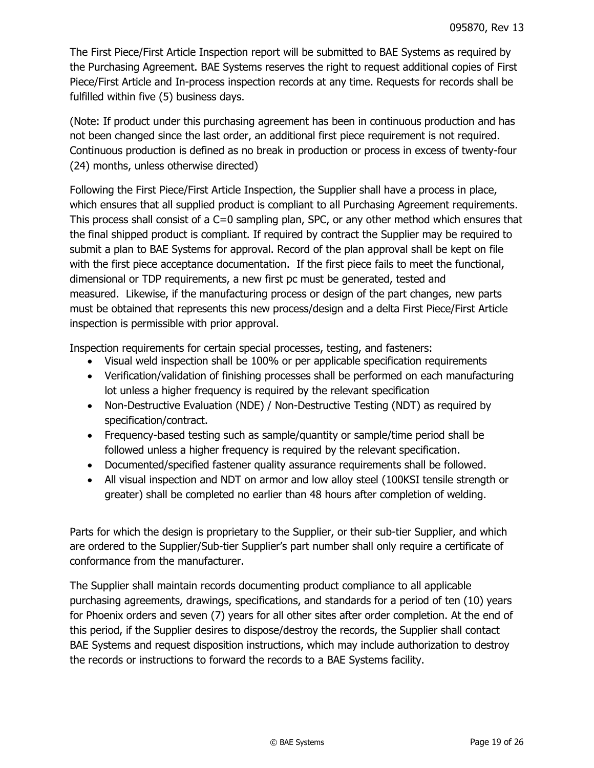The First Piece/First Article Inspection report will be submitted to BAE Systems as required by the Purchasing Agreement. BAE Systems reserves the right to request additional copies of First Piece/First Article and In-process inspection records at any time. Requests for records shall be fulfilled within five (5) business days.

(Note: If product under this purchasing agreement has been in continuous production and has not been changed since the last order, an additional first piece requirement is not required. Continuous production is defined as no break in production or process in excess of twenty-four (24) months, unless otherwise directed)

Following the First Piece/First Article Inspection, the Supplier shall have a process in place, which ensures that all supplied product is compliant to all Purchasing Agreement requirements. This process shall consist of a C=0 sampling plan, SPC, or any other method which ensures that the final shipped product is compliant. If required by contract the Supplier may be required to submit a plan to BAE Systems for approval. Record of the plan approval shall be kept on file with the first piece acceptance documentation. If the first piece fails to meet the functional, dimensional or TDP requirements, a new first pc must be generated, tested and measured. Likewise, if the manufacturing process or design of the part changes, new parts must be obtained that represents this new process/design and a delta First Piece/First Article inspection is permissible with prior approval.

Inspection requirements for certain special processes, testing, and fasteners:

- Visual weld inspection shall be 100% or per applicable specification requirements
- Verification/validation of finishing processes shall be performed on each manufacturing lot unless a higher frequency is required by the relevant specification
- Non-Destructive Evaluation (NDE) / Non-Destructive Testing (NDT) as required by specification/contract.
- Frequency-based testing such as sample/quantity or sample/time period shall be followed unless a higher frequency is required by the relevant specification.
- Documented/specified fastener quality assurance requirements shall be followed.
- All visual inspection and NDT on armor and low alloy steel (100KSI tensile strength or greater) shall be completed no earlier than 48 hours after completion of welding.

Parts for which the design is proprietary to the Supplier, or their sub-tier Supplier, and which are ordered to the Supplier/Sub-tier Supplier's part number shall only require a certificate of conformance from the manufacturer.

The Supplier shall maintain records documenting product compliance to all applicable purchasing agreements, drawings, specifications, and standards for a period of ten (10) years for Phoenix orders and seven (7) years for all other sites after order completion. At the end of this period, if the Supplier desires to dispose/destroy the records, the Supplier shall contact BAE Systems and request disposition instructions, which may include authorization to destroy the records or instructions to forward the records to a BAE Systems facility.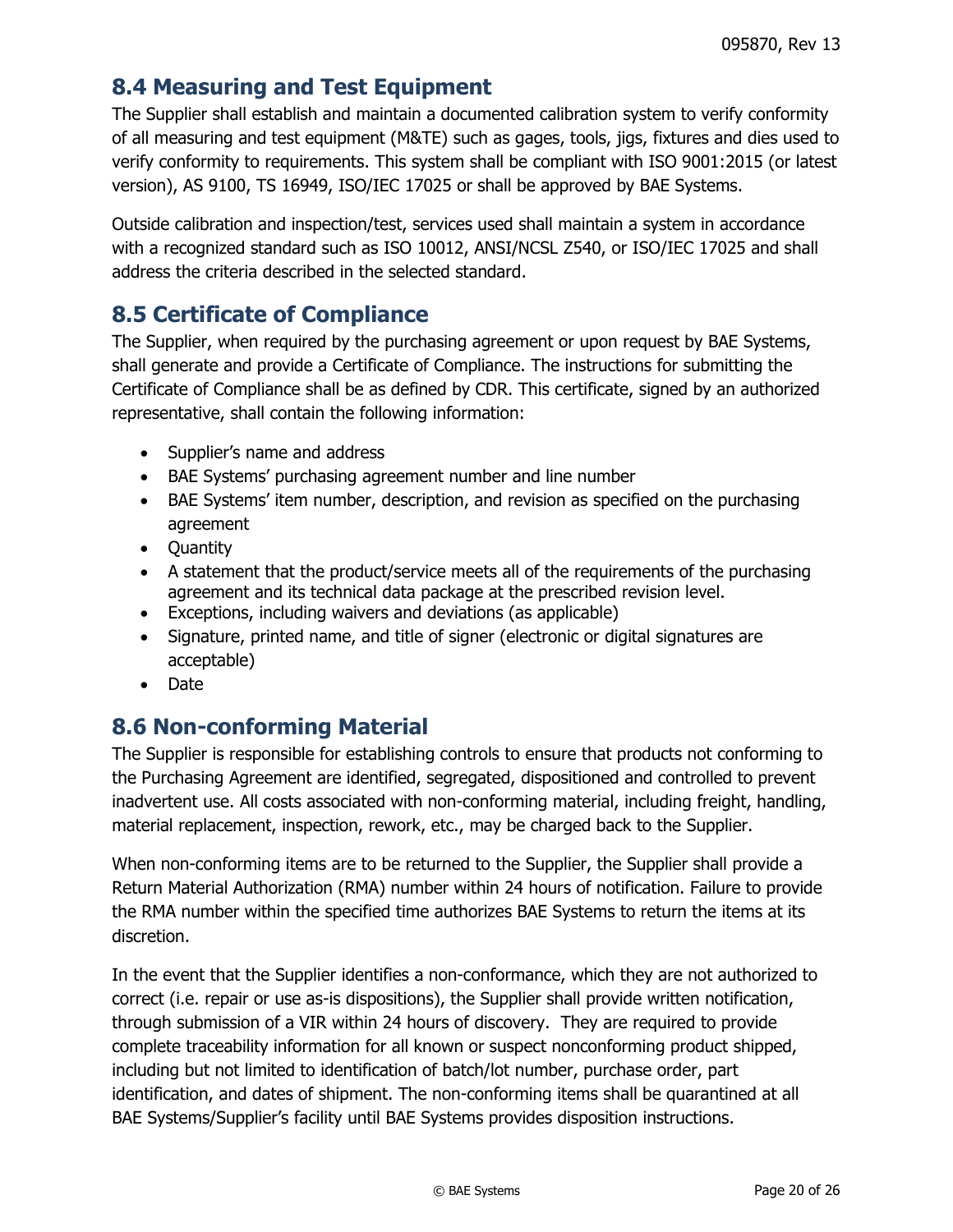## 8.4 Measuring and Test Equipment

The Supplier shall establish and maintain a documented calibration system to verify conformity of all measuring and test equipment (M&TE) such as gages, tools, jigs, fixtures and dies used to verify conformity to requirements. This system shall be compliant with ISO 9001:2015 (or latest version), AS 9100, TS 16949, ISO/IEC 17025 or shall be approved by BAE Systems.

Outside calibration and inspection/test, services used shall maintain a system in accordance with a recognized standard such as ISO 10012, ANSI/NCSL Z540, or ISO/IEC 17025 and shall address the criteria described in the selected standard.

## 8.5 Certificate of Compliance

The Supplier, when required by the purchasing agreement or upon request by BAE Systems, shall generate and provide a Certificate of Compliance. The instructions for submitting the Certificate of Compliance shall be as defined by CDR. This certificate, signed by an authorized representative, shall contain the following information:

- Supplier's name and address
- BAE Systems' purchasing agreement number and line number
- BAE Systems' item number, description, and revision as specified on the purchasing agreement
- Quantity
- A statement that the product/service meets all of the requirements of the purchasing agreement and its technical data package at the prescribed revision level.
- Exceptions, including waivers and deviations (as applicable)
- Signature, printed name, and title of signer (electronic or digital signatures are acceptable)
- Date

## 8.6 Non-conforming Material

The Supplier is responsible for establishing controls to ensure that products not conforming to the Purchasing Agreement are identified, segregated, dispositioned and controlled to prevent inadvertent use. All costs associated with non-conforming material, including freight, handling, material replacement, inspection, rework, etc., may be charged back to the Supplier.

When non-conforming items are to be returned to the Supplier, the Supplier shall provide a Return Material Authorization (RMA) number within 24 hours of notification. Failure to provide the RMA number within the specified time authorizes BAE Systems to return the items at its discretion.

In the event that the Supplier identifies a non-conformance, which they are not authorized to correct (i.e. repair or use as-is dispositions), the Supplier shall provide written notification, through submission of a VIR within 24 hours of discovery. They are required to provide complete traceability information for all known or suspect nonconforming product shipped, including but not limited to identification of batch/lot number, purchase order, part identification, and dates of shipment. The non-conforming items shall be quarantined at all BAE Systems/Supplier's facility until BAE Systems provides disposition instructions.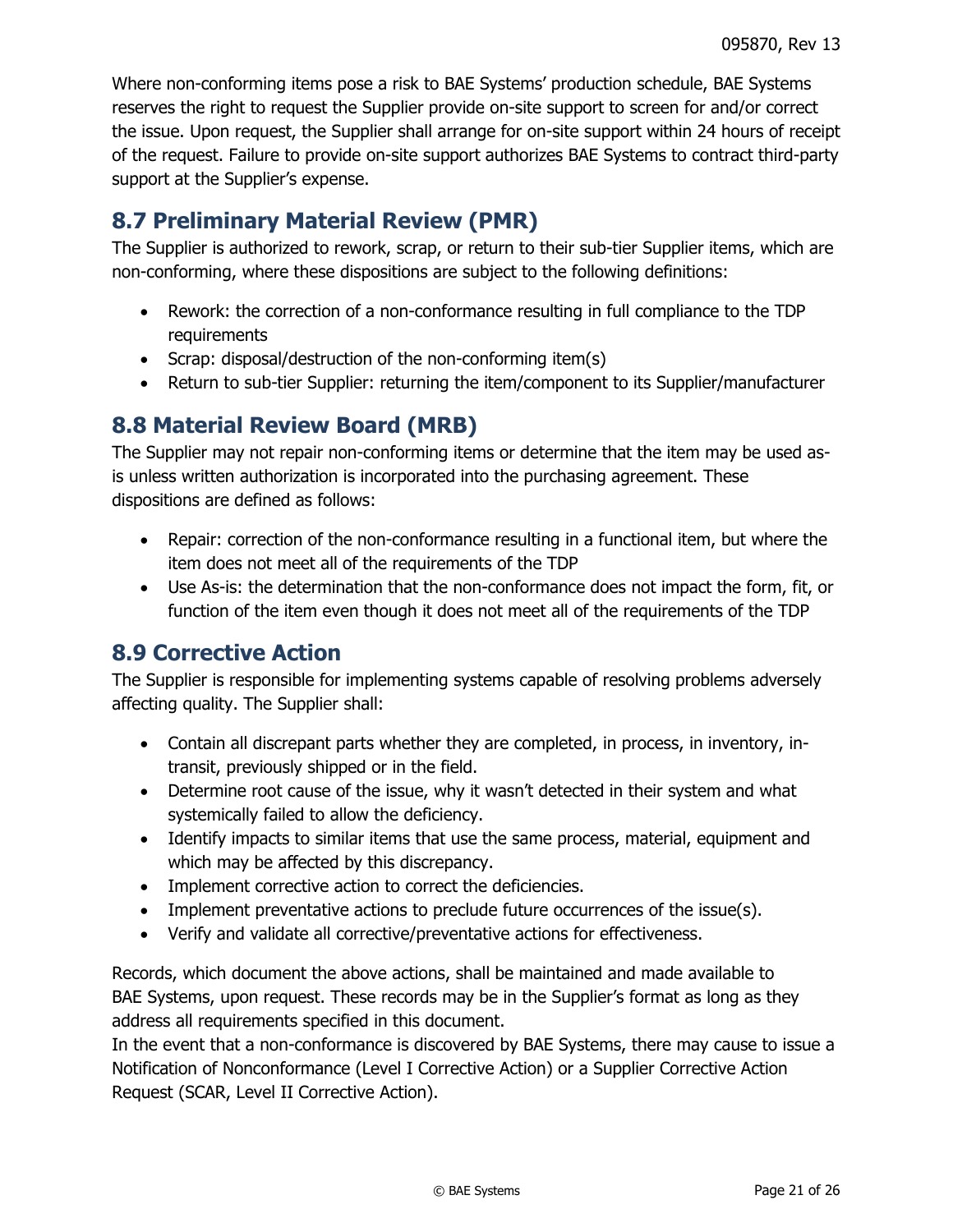Where non-conforming items pose a risk to BAE Systems' production schedule, BAE Systems reserves the right to request the Supplier provide on-site support to screen for and/or correct the issue. Upon request, the Supplier shall arrange for on-site support within 24 hours of receipt of the request. Failure to provide on-site support authorizes BAE Systems to contract third-party support at the Supplier's expense.

## 8.7 Preliminary Material Review (PMR)

The Supplier is authorized to rework, scrap, or return to their sub-tier Supplier items, which are non-conforming, where these dispositions are subject to the following definitions:

- Rework: the correction of a non-conformance resulting in full compliance to the TDP requirements
- Scrap: disposal/destruction of the non-conforming item(s)
- Return to sub-tier Supplier: returning the item/component to its Supplier/manufacturer

## 8.8 Material Review Board (MRB)

The Supplier may not repair non-conforming items or determine that the item may be used as-is unless written authorization is incorporated into the purchasing agreement. These dispositions are defined as follows:

- Repair: correction of the non-conformance resulting in a functional item, but where the item does not meet all of the requirements of the TDP
- Use As-is: the determination that the non-conformance does not impact the form, fit, or function of the item even though it does not meet all of the requirements of the TDP

## 8.9 Corrective Action

The Supplier is responsible for implementing systems capable of resolving problems adversely affecting quality. The Supplier shall:

- Contain all discrepant parts whether they are completed, in process, in inventory, in-transit, previously shipped or in the field.
- Determine root cause of the issue, why it wasn't detected in their system and what systemically failed to allow the deficiency.
- Identify impacts to similar items that use the same process, material, equipment and which may be affected by this discrepancy.
- Implement corrective action to correct the deficiencies.
- Implement preventative actions to preclude future occurrences of the issue(s).
- Verify and validate all corrective/preventative actions for effectiveness.

Records, which document the above actions, shall be maintained and made available to BAE Systems, upon request. These records may be in the Supplier's format as long as they address all requirements specified in this document.

In the event that a non-conformance is discovered by BAE Systems, there may cause to issue a Notification of Nonconformance (Level I Corrective Action) or a Supplier Corrective Action Request (SCAR, Level II Corrective Action).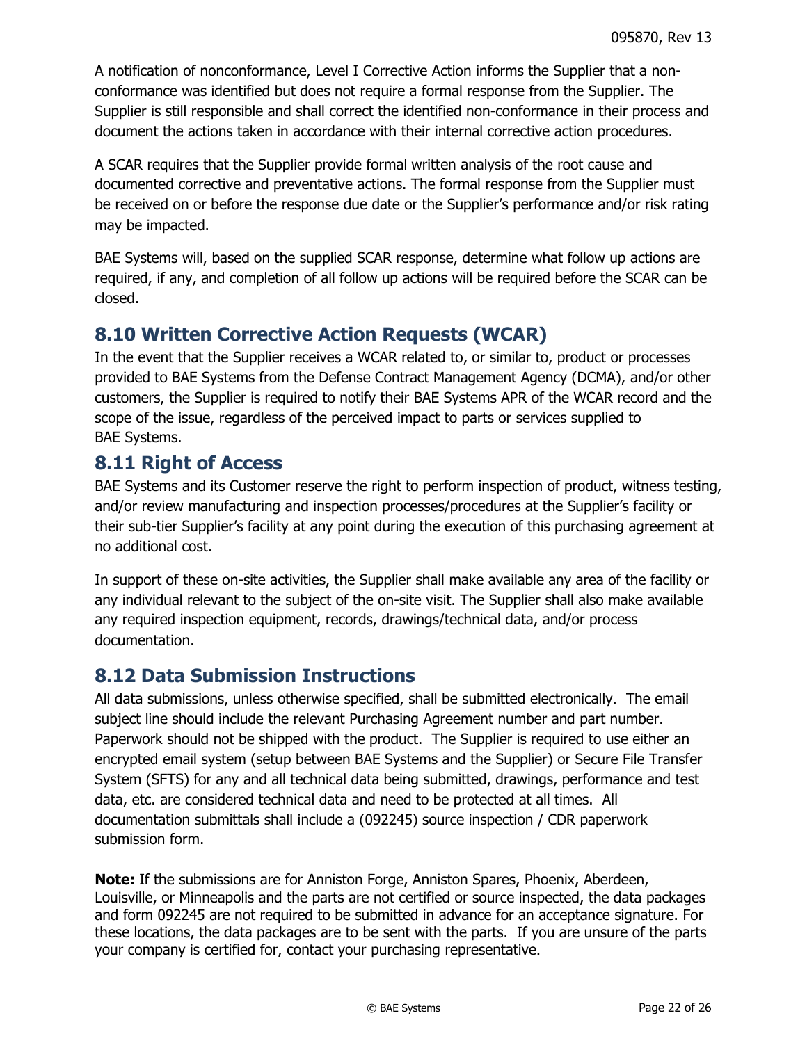A notification of nonconformance, Level I Corrective Action informs the Supplier that a non-conformance was identified but does not require a formal response from the Supplier. The Supplier is still responsible and shall correct the identified non-conformance in their process and document the actions taken in accordance with their internal corrective action procedures.

A SCAR requires that the Supplier provide formal written analysis of the root cause and documented corrective and preventative actions. The formal response from the Supplier must be received on or before the response due date or the Supplier's performance and/or risk rating may be impacted.

BAE Systems will, based on the supplied SCAR response, determine what follow up actions are required, if any, and completion of all follow up actions will be required before the SCAR can be closed.

## 8.10 Written Corrective Action Requests (WCAR)

In the event that the Supplier receives a WCAR related to, or similar to, product or processes provided to BAE Systems from the Defense Contract Management Agency (DCMA), and/or other customers, the Supplier is required to notify their BAE Systems APR of the WCAR record and the scope of the issue, regardless of the perceived impact to parts or services supplied to BAE Systems.

## 8.11 Right of Access

BAE Systems and its Customer reserve the right to perform inspection of product, witness testing, and/or review manufacturing and inspection processes/procedures at the Supplier's facility or their sub-tier Supplier's facility at any point during the execution of this purchasing agreement at no additional cost.

In support of these on-site activities, the Supplier shall make available any area of the facility or any individual relevant to the subject of the on-site visit. The Supplier shall also make available any required inspection equipment, records, drawings/technical data, and/or process documentation.

## 8.12 Data Submission Instructions

All data submissions, unless otherwise specified, shall be submitted electronically. The email subject line should include the relevant Purchasing Agreement number and part number. Paperwork should not be shipped with the product. The Supplier is required to use either an encrypted email system (setup between BAE Systems and the Supplier) or Secure File Transfer System (SFTS) for any and all technical data being submitted, drawings, performance and test data, etc. are considered technical data and need to be protected at all times. All documentation submittals shall include a (092245) source inspection / CDR paperwork submission form.

**Note:** If the submissions are for Anniston Forge, Anniston Spares, Phoenix, Aberdeen, Louisville, or Minneapolis and the parts are not certified or source inspected, the data packages and form 092245 are not required to be submitted in advance for an acceptance signature. For these locations, the data packages are to be sent with the parts. If you are unsure of the parts your company is certified for, contact your purchasing representative.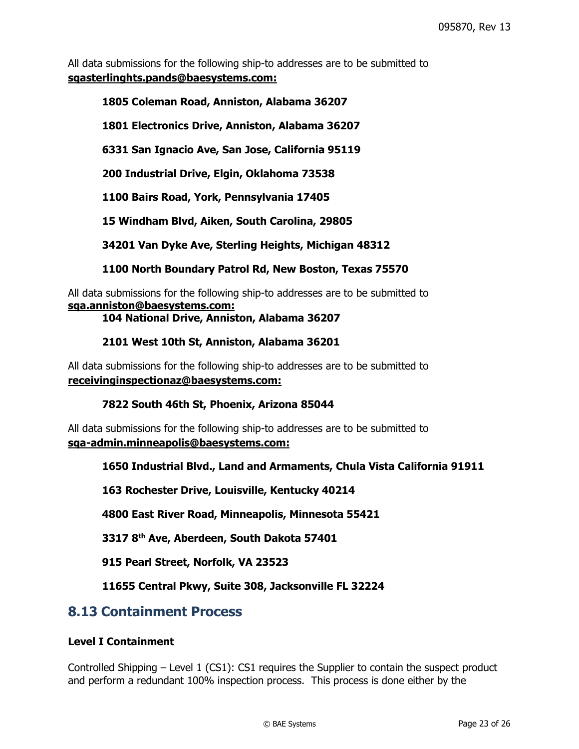All data submissions for the following ship-to addresses are to be submitted to **sqasterlinghts.pands@baesystems.com:**

**1805 Coleman Road, Anniston, Alabama 36207**

**1801 Electronics Drive, Anniston, Alabama 36207**

**6331 San Ignacio Ave, San Jose, California 95119**

**200 Industrial Drive, Elgin, Oklahoma 73538**

**1100 Bairs Road, York, Pennsylvania 17405**

**15 Windham Blvd, Aiken, South Carolina, 29805**

**34201 Van Dyke Ave, Sterling Heights, Michigan 48312**

**1100 North Boundary Patrol Rd, New Boston, Texas 75570**

All data submissions for the following ship-to addresses are to be submitted to **sqa.anniston@baesystems.com:**

**104 National Drive, Anniston, Alabama 36207**

**2101 West 10th St, Anniston, Alabama 36201**

All data submissions for the following ship-to addresses are to be submitted to **receivinginspectionaz@baesystems.com:**

**7822 South 46th St, Phoenix, Arizona 85044**

All data submissions for the following ship-to addresses are to be submitted to **sqa-admin.minneapolis@baesystems.com:**

**1650 Industrial Blvd., Land and Armaments, Chula Vista California 91911**

**163 Rochester Drive, Louisville, Kentucky 40214**

**4800 East River Road, Minneapolis, Minnesota 55421**

**3317 8th Ave, Aberdeen, South Dakota 57401**

**915 Pearl Street, Norfolk, VA 23523**

**11655 Central Pkwy, Suite 308, Jacksonville FL 32224**

## 8.13 Containment Process

**Level I Containment**

Controlled Shipping – Level 1 (CS1): CS1 requires the Supplier to contain the suspect product and perform a redundant 100% inspection process. This process is done either by the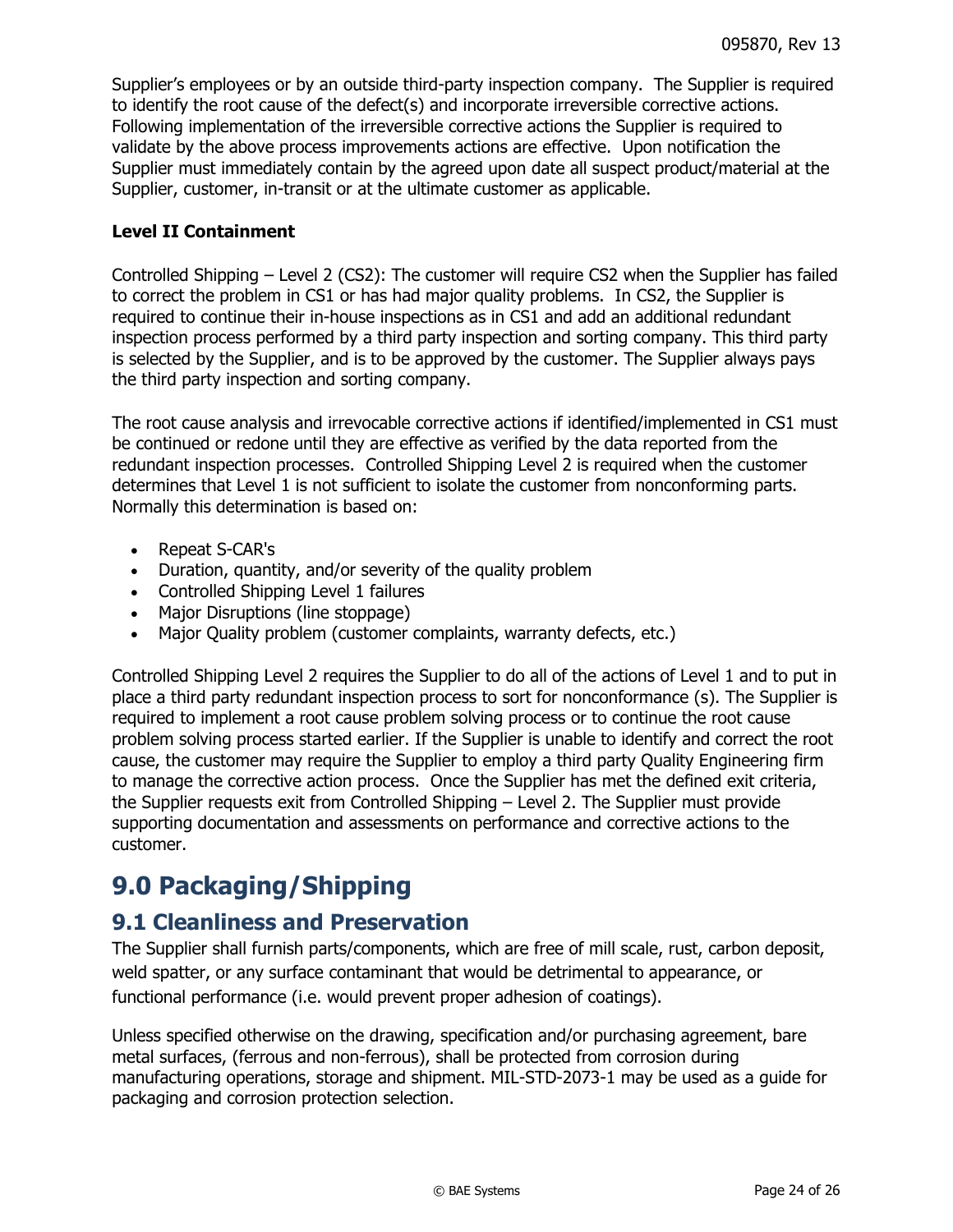Supplier's employees or by an outside third-party inspection company. The Supplier is required to identify the root cause of the defect(s) and incorporate irreversible corrective actions. Following implementation of the irreversible corrective actions the Supplier is required to validate by the above process improvements actions are effective. Upon notification the Supplier must immediately contain by the agreed upon date all suspect product/material at the Supplier, customer, in-transit or at the ultimate customer as applicable.

**Level II Containment**

Controlled Shipping – Level 2 (CS2): The customer will require CS2 when the Supplier has failed to correct the problem in CS1 or has had major quality problems. In CS2, the Supplier is required to continue their in-house inspections as in CS1 and add an additional redundant inspection process performed by a third party inspection and sorting company. This third party is selected by the Supplier, and is to be approved by the customer. The Supplier always pays the third party inspection and sorting company.

The root cause analysis and irrevocable corrective actions if identified/implemented in CS1 must be continued or redone until they are effective as verified by the data reported from the redundant inspection processes. Controlled Shipping Level 2 is required when the customer determines that Level 1 is not sufficient to isolate the customer from nonconforming parts. Normally this determination is based on:

- Repeat S-CAR's
- Duration, quantity, and/or severity of the quality problem
- Controlled Shipping Level 1 failures
- Major Disruptions (line stoppage)
- Major Quality problem (customer complaints, warranty defects, etc.)

Controlled Shipping Level 2 requires the Supplier to do all of the actions of Level 1 and to put in place a third party redundant inspection process to sort for nonconformance (s). The Supplier is required to implement a root cause problem solving process or to continue the root cause problem solving process started earlier. If the Supplier is unable to identify and correct the root cause, the customer may require the Supplier to employ a third party Quality Engineering firm to manage the corrective action process. Once the Supplier has met the defined exit criteria, the Supplier requests exit from Controlled Shipping – Level 2. The Supplier must provide supporting documentation and assessments on performance and corrective actions to the customer.

# 9.0 Packaging/Shipping

## 9.1 Cleanliness and Preservation

The Supplier shall furnish parts/components, which are free of mill scale, rust, carbon deposit, weld spatter, or any surface contaminant that would be detrimental to appearance, or functional performance (i.e. would prevent proper adhesion of coatings).

Unless specified otherwise on the drawing, specification and/or purchasing agreement, bare metal surfaces, (ferrous and non-ferrous), shall be protected from corrosion during manufacturing operations, storage and shipment. MIL-STD-2073-1 may be used as a guide for packaging and corrosion protection selection.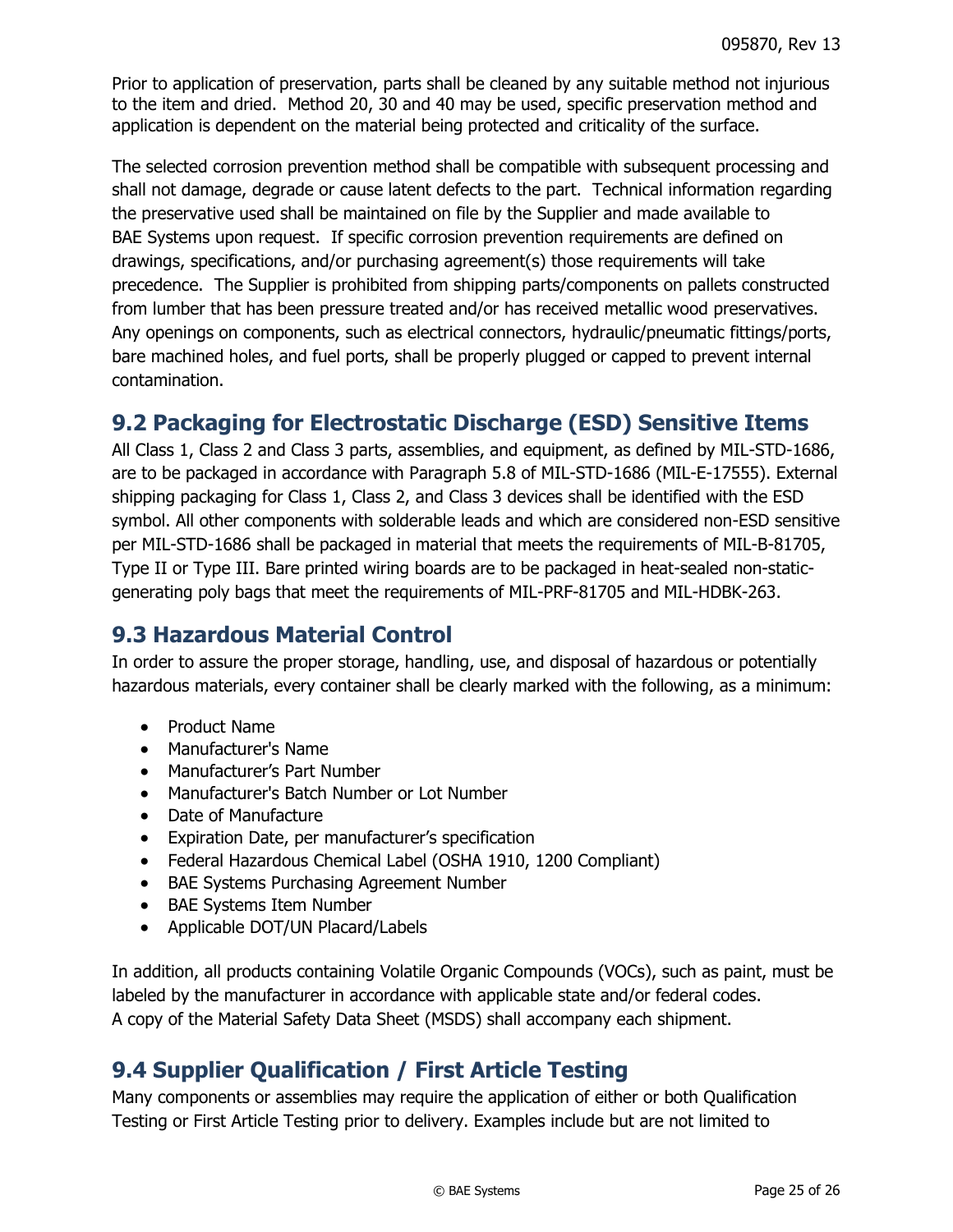Prior to application of preservation, parts shall be cleaned by any suitable method not injurious to the item and dried. Method 20, 30 and 40 may be used, specific preservation method and application is dependent on the material being protected and criticality of the surface.

The selected corrosion prevention method shall be compatible with subsequent processing and shall not damage, degrade or cause latent defects to the part. Technical information regarding the preservative used shall be maintained on file by the Supplier and made available to BAE Systems upon request. If specific corrosion prevention requirements are defined on drawings, specifications, and/or purchasing agreement(s) those requirements will take precedence. The Supplier is prohibited from shipping parts/components on pallets constructed from lumber that has been pressure treated and/or has received metallic wood preservatives. Any openings on components, such as electrical connectors, hydraulic/pneumatic fittings/ports, bare machined holes, and fuel ports, shall be properly plugged or capped to prevent internal contamination.

## 9.2 Packaging for Electrostatic Discharge (ESD) Sensitive Items

All Class 1, Class 2 and Class 3 parts, assemblies, and equipment, as defined by MIL-STD-1686, are to be packaged in accordance with Paragraph 5.8 of MIL-STD-1686 (MIL-E-17555). External shipping packaging for Class 1, Class 2, and Class 3 devices shall be identified with the ESD symbol. All other components with solderable leads and which are considered non-ESD sensitive per MIL-STD-1686 shall be packaged in material that meets the requirements of MIL-B-81705, Type II or Type III. Bare printed wiring boards are to be packaged in heat-sealed non-static-generating poly bags that meet the requirements of MIL-PRF-81705 and MIL-HDBK-263.

## 9.3 Hazardous Material Control

In order to assure the proper storage, handling, use, and disposal of hazardous or potentially hazardous materials, every container shall be clearly marked with the following, as a minimum:

- Product Name
- Manufacturer's Name
- Manufacturer's Part Number
- Manufacturer's Batch Number or Lot Number
- Date of Manufacture
- Expiration Date, per manufacturer's specification
- Federal Hazardous Chemical Label (OSHA 1910, 1200 Compliant)
- BAE Systems Purchasing Agreement Number
- BAE Systems Item Number
- Applicable DOT/UN Placard/Labels

In addition, all products containing Volatile Organic Compounds (VOCs), such as paint, must be labeled by the manufacturer in accordance with applicable state and/or federal codes. A copy of the Material Safety Data Sheet (MSDS) shall accompany each shipment.

## 9.4 Supplier Qualification / First Article Testing

Many components or assemblies may require the application of either or both Qualification Testing or First Article Testing prior to delivery. Examples include but are not limited to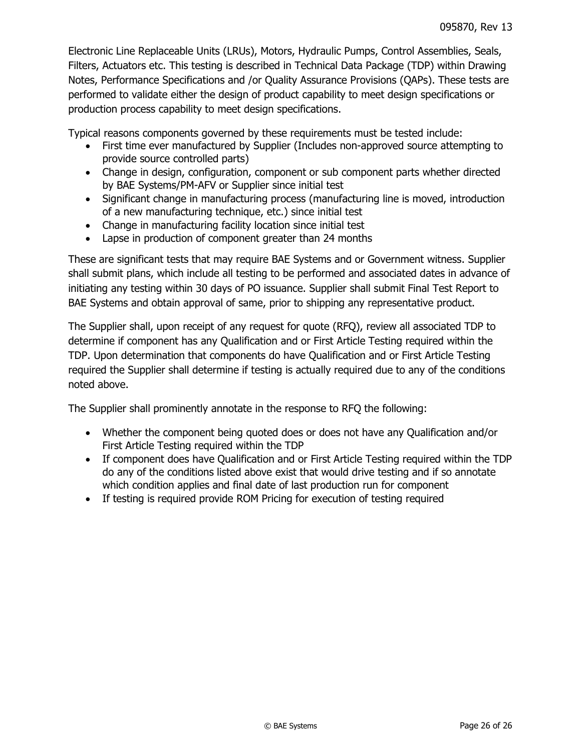Electronic Line Replaceable Units (LRUs), Motors, Hydraulic Pumps, Control Assemblies, Seals, Filters, Actuators etc. This testing is described in Technical Data Package (TDP) within Drawing Notes, Performance Specifications and /or Quality Assurance Provisions (QAPs). These tests are performed to validate either the design of product capability to meet design specifications or production process capability to meet design specifications.

Typical reasons components governed by these requirements must be tested include:

- First time ever manufactured by Supplier (Includes non-approved source attempting to provide source controlled parts)
- Change in design, configuration, component or sub component parts whether directed by BAE Systems/PM-AFV or Supplier since initial test
- Significant change in manufacturing process (manufacturing line is moved, introduction of a new manufacturing technique, etc.) since initial test
- Change in manufacturing facility location since initial test
- Lapse in production of component greater than 24 months

These are significant tests that may require BAE Systems and or Government witness. Supplier shall submit plans, which include all testing to be performed and associated dates in advance of initiating any testing within 30 days of PO issuance. Supplier shall submit Final Test Report to BAE Systems and obtain approval of same, prior to shipping any representative product.

The Supplier shall, upon receipt of any request for quote (RFQ), review all associated TDP to determine if component has any Qualification and or First Article Testing required within the TDP. Upon determination that components do have Qualification and or First Article Testing required the Supplier shall determine if testing is actually required due to any of the conditions noted above.

The Supplier shall prominently annotate in the response to RFQ the following:

- Whether the component being quoted does or does not have any Qualification and/or First Article Testing required within the TDP
- If component does have Qualification and or First Article Testing required within the TDP do any of the conditions listed above exist that would drive testing and if so annotate which condition applies and final date of last production run for component
- If testing is required provide ROM Pricing for execution of testing required